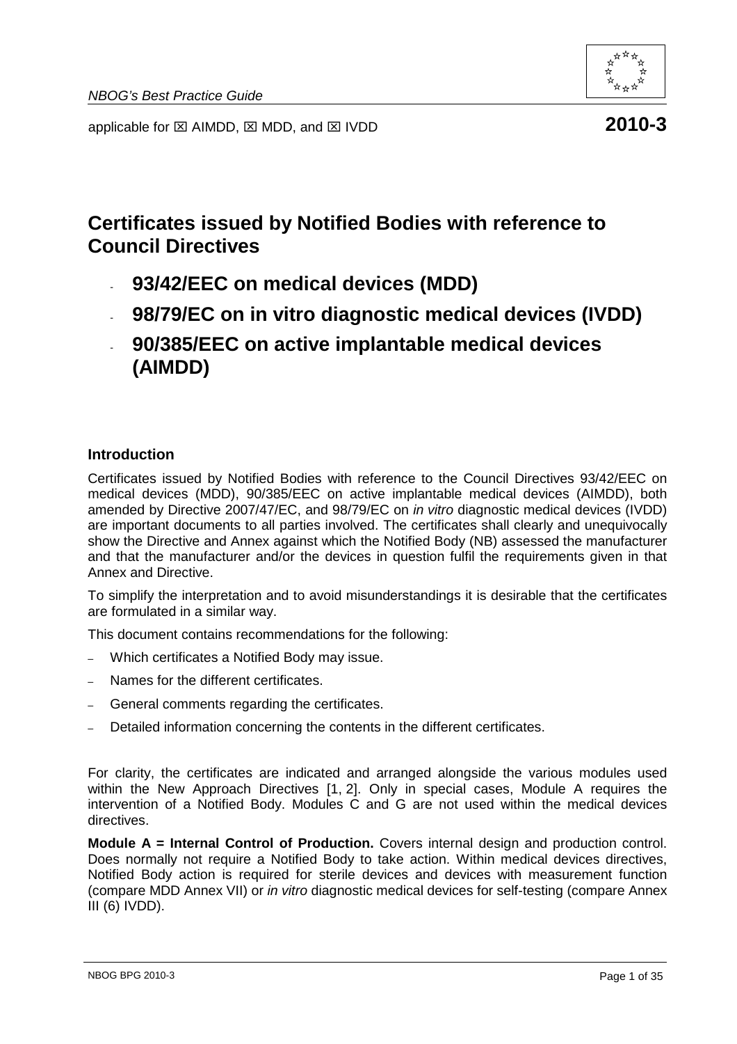NBOG's Best Practice Guide

applicable for ☒ AIMDD, ☒ MDD, and ☒ IVDD **2010-3**

# Certificates issued by Notified Bodies with reference to Council Directives

- **93/42/EEC on medical devices (MDD)**
- **98/79/EC on in vitro diagnostic medical devices (IVDD)**
- **90/385/EEC on active implantable medical devices (AIMDD)**

## Introduction

Certificates issued by Notified Bodies with reference to the Council Directives 93/42/EEC on medical devices (MDD), 90/385/EEC on active implantable medical devices (AIMDD), both amended by Directive 2007/47/EC, and 98/79/EC on *in vitro* diagnostic medical devices (IVDD) are important documents to all parties involved. The certificates shall clearly and unequivocally show the Directive and Annex against which the Notified Body (NB) assessed the manufacturer and that the manufacturer and/or the devices in question fulfil the requirements given in that Annex and Directive.

To simplify the interpretation and to avoid misunderstandings it is desirable that the certificates are formulated in a similar way.

This document contains recommendations for the following:

- Which certificates a Notified Body may issue.
- Names for the different certificates.
- General comments regarding the certificates.
- Detailed information concerning the contents in the different certificates.

For clarity, the certificates are indicated and arranged alongside the various modules used within the New Approach Directives [1, 2]. Only in special cases, Module A requires the intervention of a Notified Body. Modules C and G are not used within the medical devices directives.

**Module A = Internal Control of Production.** Covers internal design and production control. Does normally not require a Notified Body to take action. Within medical devices directives, Notified Body action is required for sterile devices and devices with measurement function (compare MDD Annex VII) or *in vitro* diagnostic medical devices for self-testing (compare Annex III (6) IVDD).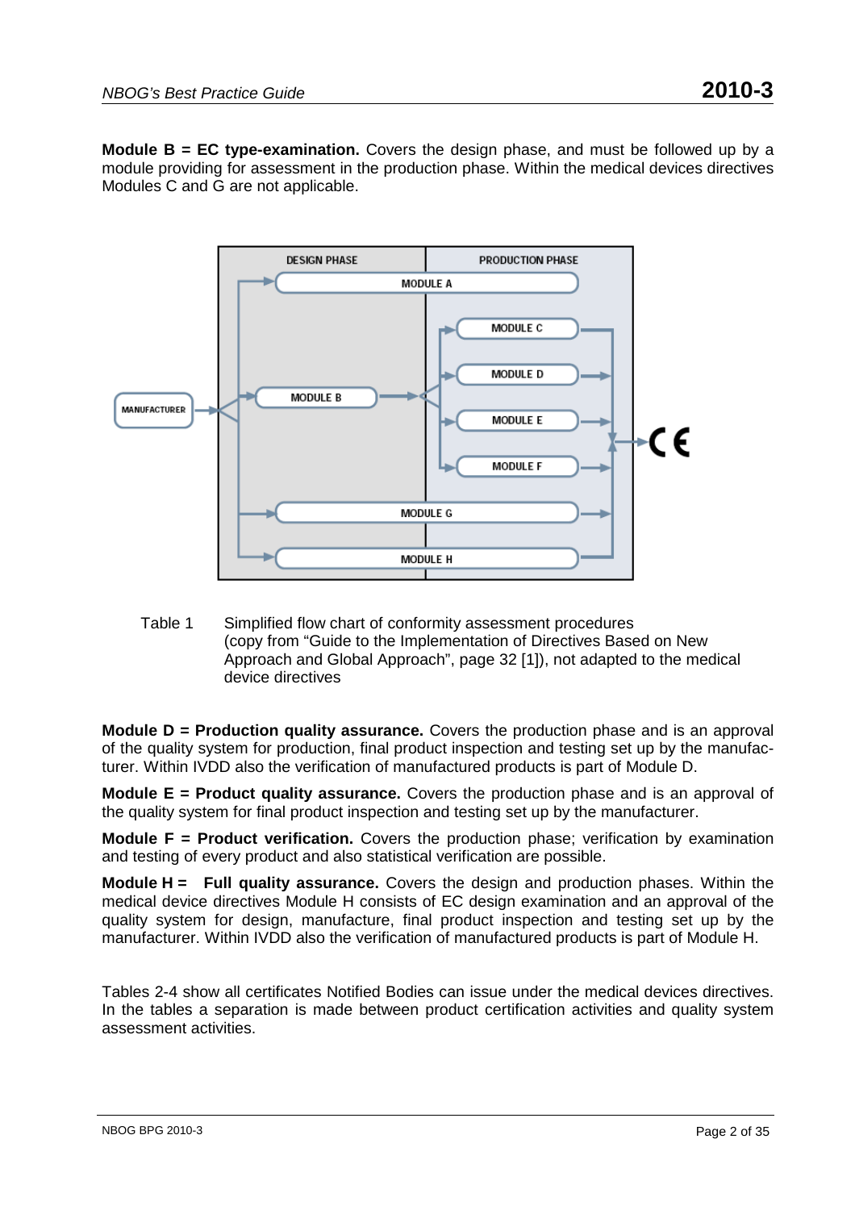**Module B = EC type-examination.** Covers the design phase, and must be followed up by a module providing for assessment in the production phase. Within the medical devices directives Modules C and G are not applicable.

Table 1 Simplified flow chart of conformity assessment procedures (copy from "Guide to the Implementation of Directives Based on New Approach and Global Approach", page 32 [1]), not adapted to the medical device directives

**Module D = Production quality assurance.** Covers the production phase and is an approval of the quality system for production, final product inspection and testing set up by the manufacturer. Within IVDD also the verification of manufactured products is part of Module D.

**Module E = Product quality assurance.** Covers the production phase and is an approval of the quality system for final product inspection and testing set up by the manufacturer.

**Module F = Product verification.** Covers the production phase; verification by examination and testing of every product and also statistical verification are possible.

**Module H = Full quality assurance.** Covers the design and production phases. Within the medical device directives Module H consists of EC design examination and an approval of the quality system for design, manufacture, final product inspection and testing set up by the manufacturer. Within IVDD also the verification of manufactured products is part of Module H.

Tables 2-4 show all certificates Notified Bodies can issue under the medical devices directives. In the tables a separation is made between product certification activities and quality system assessment activities.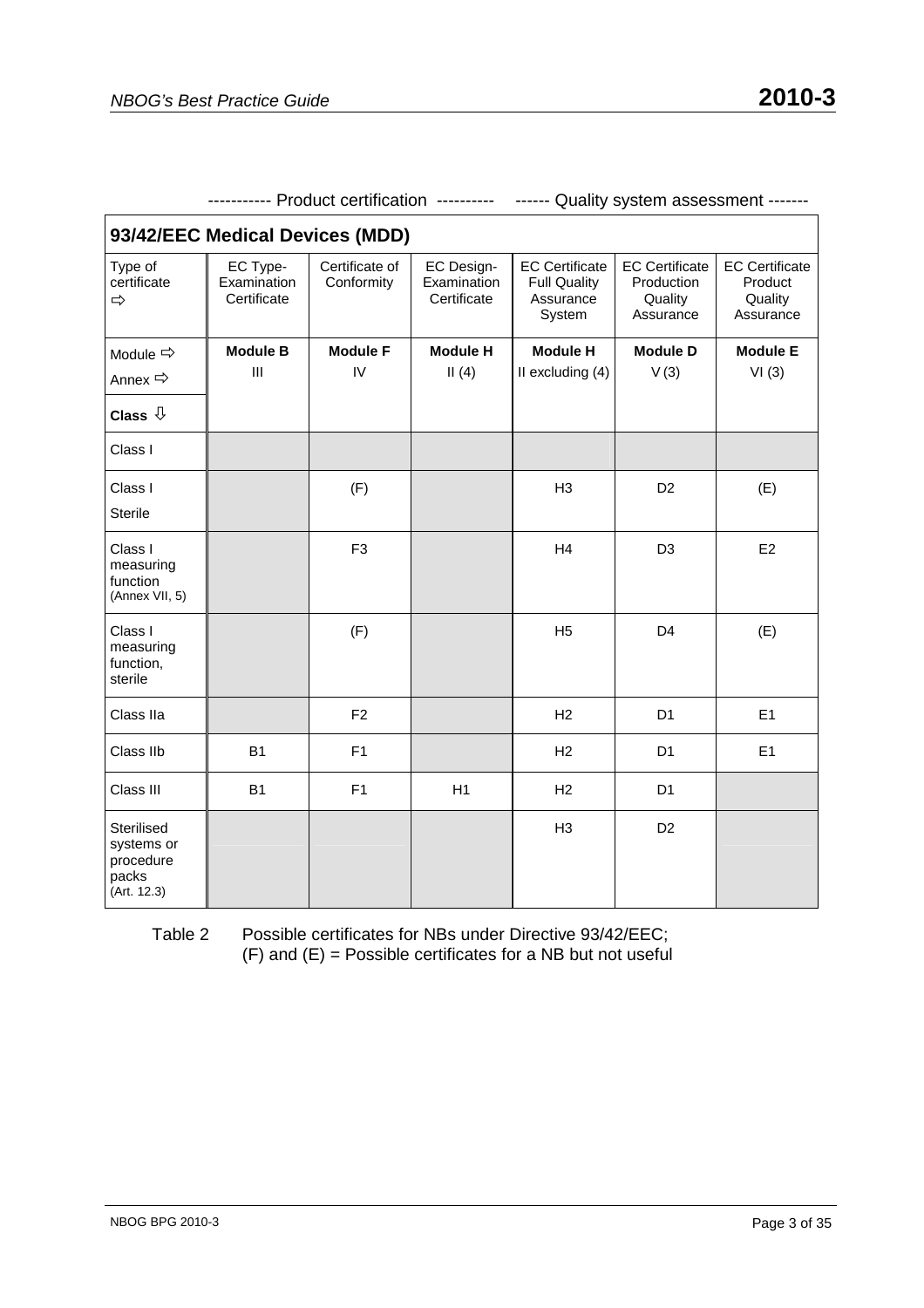----------- Product certification ---------- ------ Quality system assessment -------

| 93/42/EEC Medical Devices (MDD) | | | | | | |
|---|---|---|---|---|---|---|
| Type of certificate ⇨ | EC Type-Examination Certificate | Certificate of Conformity | EC Design-Examination Certificate | EC Certificate Full Quality Assurance System | EC Certificate Production Quality Assurance | EC Certificate Product Quality Assurance |
| Module ⇨<br>Annex ⇨ | **Module B**<br>III | **Module F**<br>IV | **Module H**<br>II (4) | **Module H**<br>II excluding (4) | **Module D**<br>V (3) | **Module E**<br>VI (3) |
| **Class** ⇩ | | | | | | |
| Class I | | | | | | |
| Class I Sterile | | (F) | | H3 | D2 | (E) |
| Class I measuring function (Annex VII, 5) | | F3 | | H4 | D3 | E2 |
| Class I measuring function, sterile | | (F) | | H5 | D4 | (E) |
| Class IIa | | F2 | | H2 | D1 | E1 |
| Class IIb | B1 | F1 | | H2 | D1 | E1 |
| Class III | B1 | F1 | H1 | H2 | D1 | |
| Sterilised systems or procedure packs (Art. 12.3) | | | | H3 | D2 | |

Table 2 Possible certificates for NBs under Directive 93/42/EEC;
(F) and (E) = Possible certificates for a NB but not useful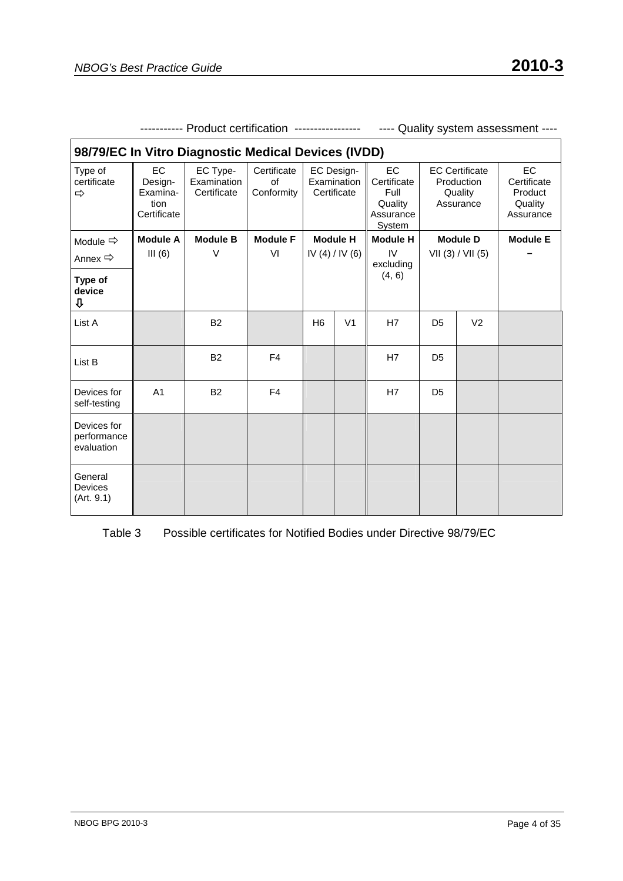---------- Product certification ---------------- ---- Quality system assessment ----

| 98/79/EC In Vitro Diagnostic Medical Devices (IVDD) | | | | | | | | | |
|---|---|---|---|---|---|---|---|---|---|
| Type of certificate ⇨ | EC Design-Examination Certificate | EC Type-Examination Certificate | Certificate of Conformity | EC Design-Examination Certificate | | EC Certificate Full Quality Assurance System | EC Certificate Production Quality Assurance | | EC Certificate Product Quality Assurance |
| Module ⇨ | **Module A** | **Module B** | **Module F** | **Module H** | | **Module H** | **Module D** | | **Module E** |
| Annex ⇨ | III (6) | V | VI | IV (4) / IV (6) | | IV excluding (4, 6) | VII (3) / VII (5) | | – |
| **Type of device** ⇩ | | | | | | | | | |
| List A | | B2 | | H6 | V1 | H7 | D5 | V2 | |
| List B | | B2 | F4 | | | H7 | D5 | | |
| Devices for self-testing | A1 | B2 | F4 | | | H7 | D5 | | |
| Devices for performance evaluation | | | | | | | | | |
| General Devices (Art. 9.1) | | | | | | | | | |

Table 3 Possible certificates for Notified Bodies under Directive 98/79/EC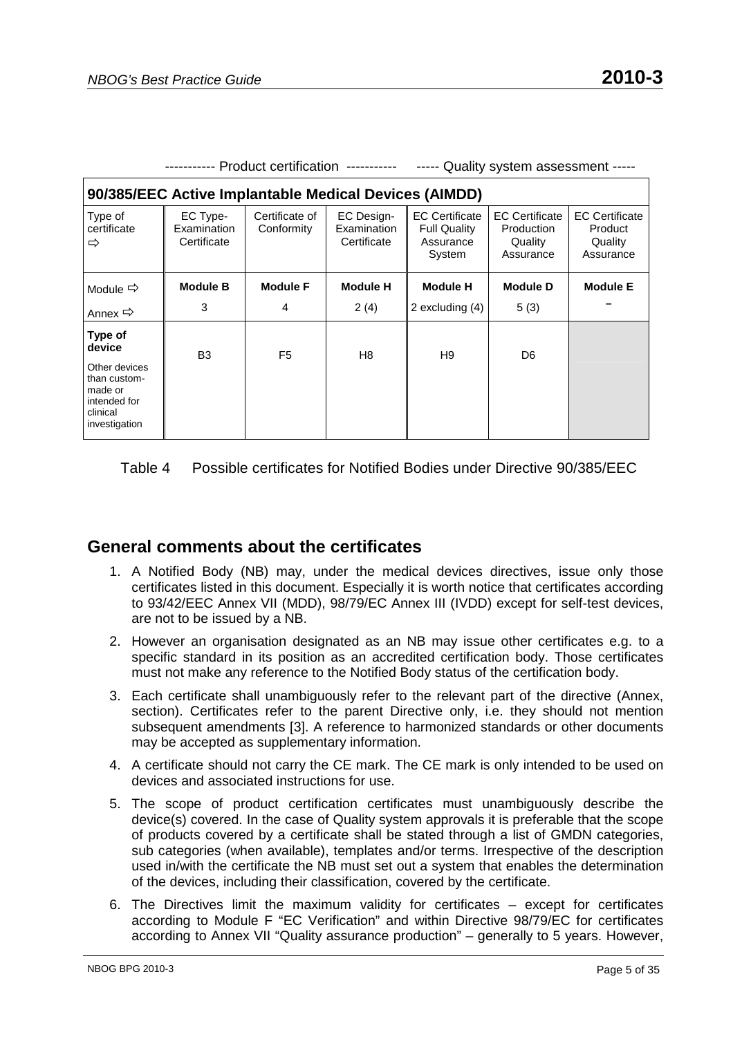| | ----------- Product certification ----------- | | | ----- Quality system assessment ----- | | |
|---|---|---|---|---|---|---|
| **90/385/EEC Active Implantable Medical Devices (AIMDD)** | | | | | | |
| Type of certificate ⇨ | EC Type-Examination Certificate | Certificate of Conformity | EC Design-Examination Certificate | EC Certificate Full Quality Assurance System | EC Certificate Production Quality Assurance | EC Certificate Product Quality Assurance |
| Module ⇨<br>Annex ⇨ | **Module B**<br>3 | **Module F**<br>4 | **Module H**<br>2 (4) | **Module H**<br>2 excluding (4) | **Module D**<br>5 (3) | **Module E**<br>– |
| **Type of device**<br>Other devices than custom-made or intended for clinical investigation | B3 | F5 | H8 | H9 | D6 | |

Table 4 Possible certificates for Notified Bodies under Directive 90/385/EEC

## General comments about the certificates

1. A Notified Body (NB) may, under the medical devices directives, issue only those certificates listed in this document. Especially it is worth notice that certificates according to 93/42/EEC Annex VII (MDD), 98/79/EC Annex III (IVDD) except for self-test devices, are not to be issued by a NB.
2. However an organisation designated as an NB may issue other certificates e.g. to a specific standard in its position as an accredited certification body. Those certificates must not make any reference to the Notified Body status of the certification body.
3. Each certificate shall unambiguously refer to the relevant part of the directive (Annex, section). Certificates refer to the parent Directive only, i.e. they should not mention subsequent amendments [3]. A reference to harmonized standards or other documents may be accepted as supplementary information.
4. A certificate should not carry the CE mark. The CE mark is only intended to be used on devices and associated instructions for use.
5. The scope of product certification certificates must unambiguously describe the device(s) covered. In the case of Quality system approvals it is preferable that the scope of products covered by a certificate shall be stated through a list of GMDN categories, sub categories (when available), templates and/or terms. Irrespective of the description used in/with the certificate the NB must set out a system that enables the determination of the devices, including their classification, covered by the certificate.
6. The Directives limit the maximum validity for certificates – except for certificates according to Module F "EC Verification" and within Directive 98/79/EC for certificates according to Annex VII "Quality assurance production" – generally to 5 years. However,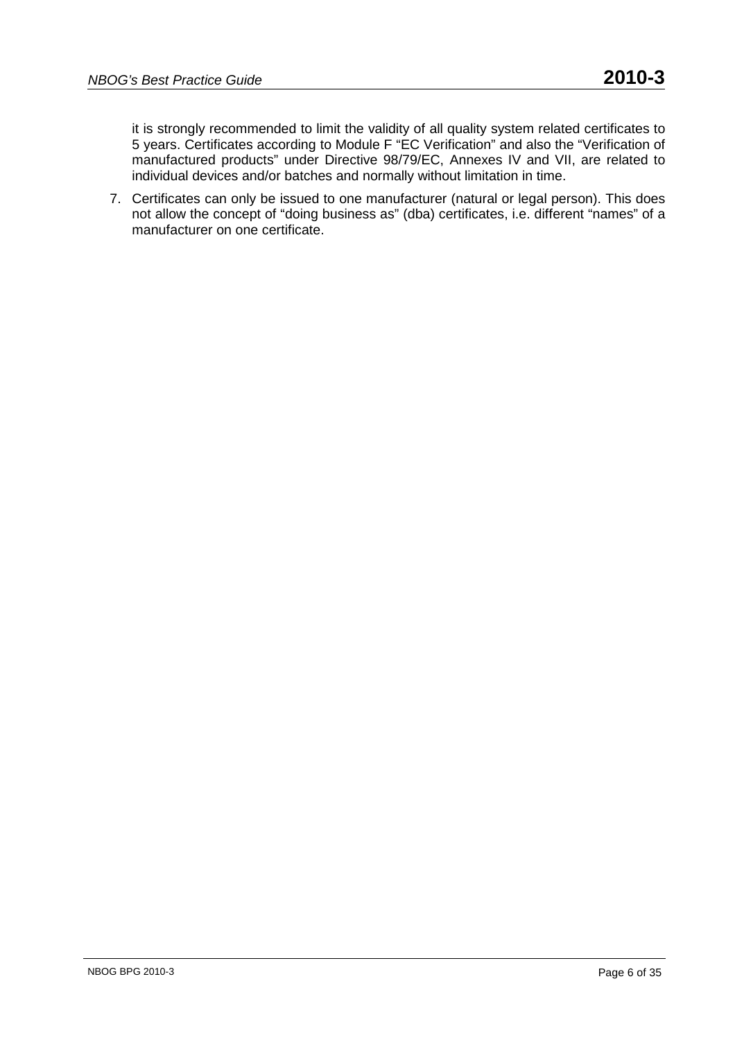it is strongly recommended to limit the validity of all quality system related certificates to 5 years. Certificates according to Module F "EC Verification" and also the "Verification of manufactured products" under Directive 98/79/EC, Annexes IV and VII, are related to individual devices and/or batches and normally without limitation in time.

7. Certificates can only be issued to one manufacturer (natural or legal person). This does not allow the concept of "doing business as" (dba) certificates, i.e. different "names" of a manufacturer on one certificate.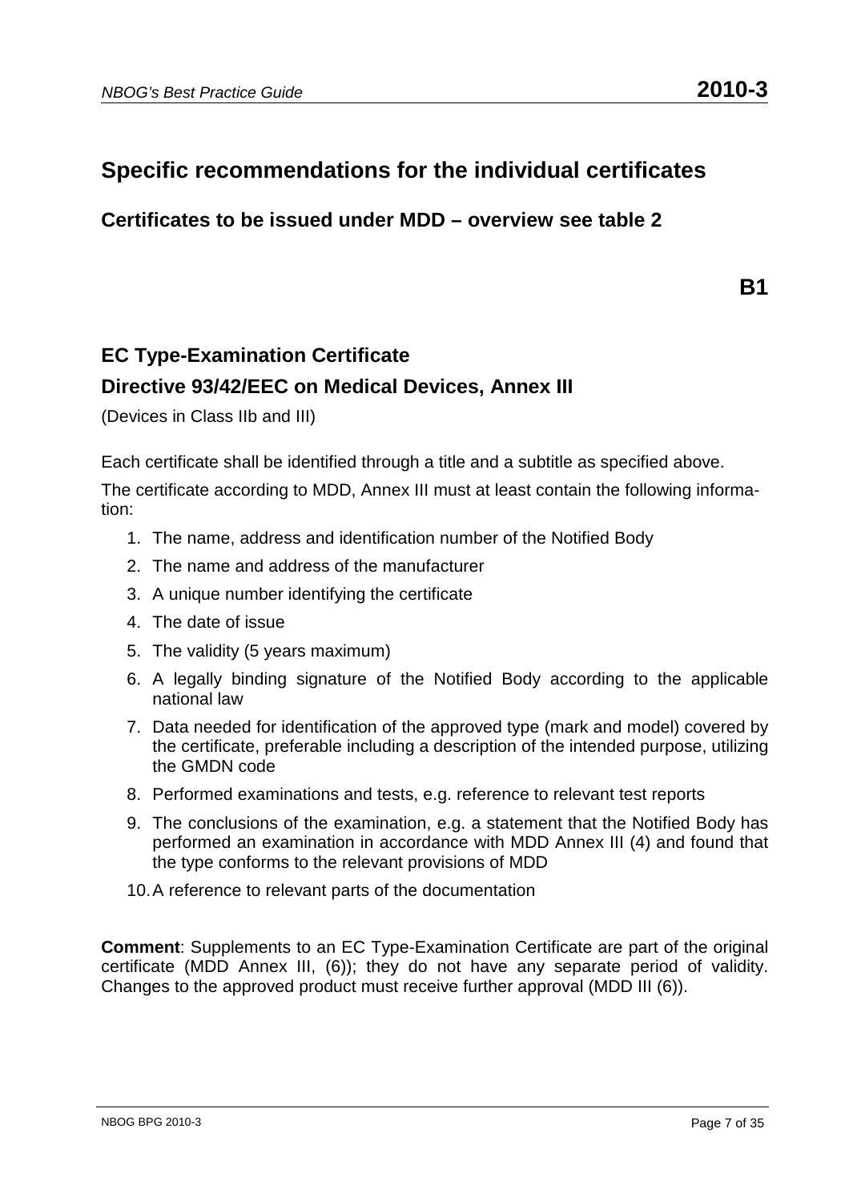# Specific recommendations for the individual certificates

## Certificates to be issued under MDD – overview see table 2

**B1**

### EC Type-Examination Certificate

### Directive 93/42/EEC on Medical Devices, Annex III

(Devices in Class IIb and III)

Each certificate shall be identified through a title and a subtitle as specified above.

The certificate according to MDD, Annex III must at least contain the following information:

1. The name, address and identification number of the Notified Body
2. The name and address of the manufacturer
3. A unique number identifying the certificate
4. The date of issue
5. The validity (5 years maximum)
6. A legally binding signature of the Notified Body according to the applicable national law
7. Data needed for identification of the approved type (mark and model) covered by the certificate, preferable including a description of the intended purpose, utilizing the GMDN code
8. Performed examinations and tests, e.g. reference to relevant test reports
9. The conclusions of the examination, e.g. a statement that the Notified Body has performed an examination in accordance with MDD Annex III (4) and found that the type conforms to the relevant provisions of MDD
10. A reference to relevant parts of the documentation

**Comment**: Supplements to an EC Type-Examination Certificate are part of the original certificate (MDD Annex III, (6)); they do not have any separate period of validity. Changes to the approved product must receive further approval (MDD III (6)).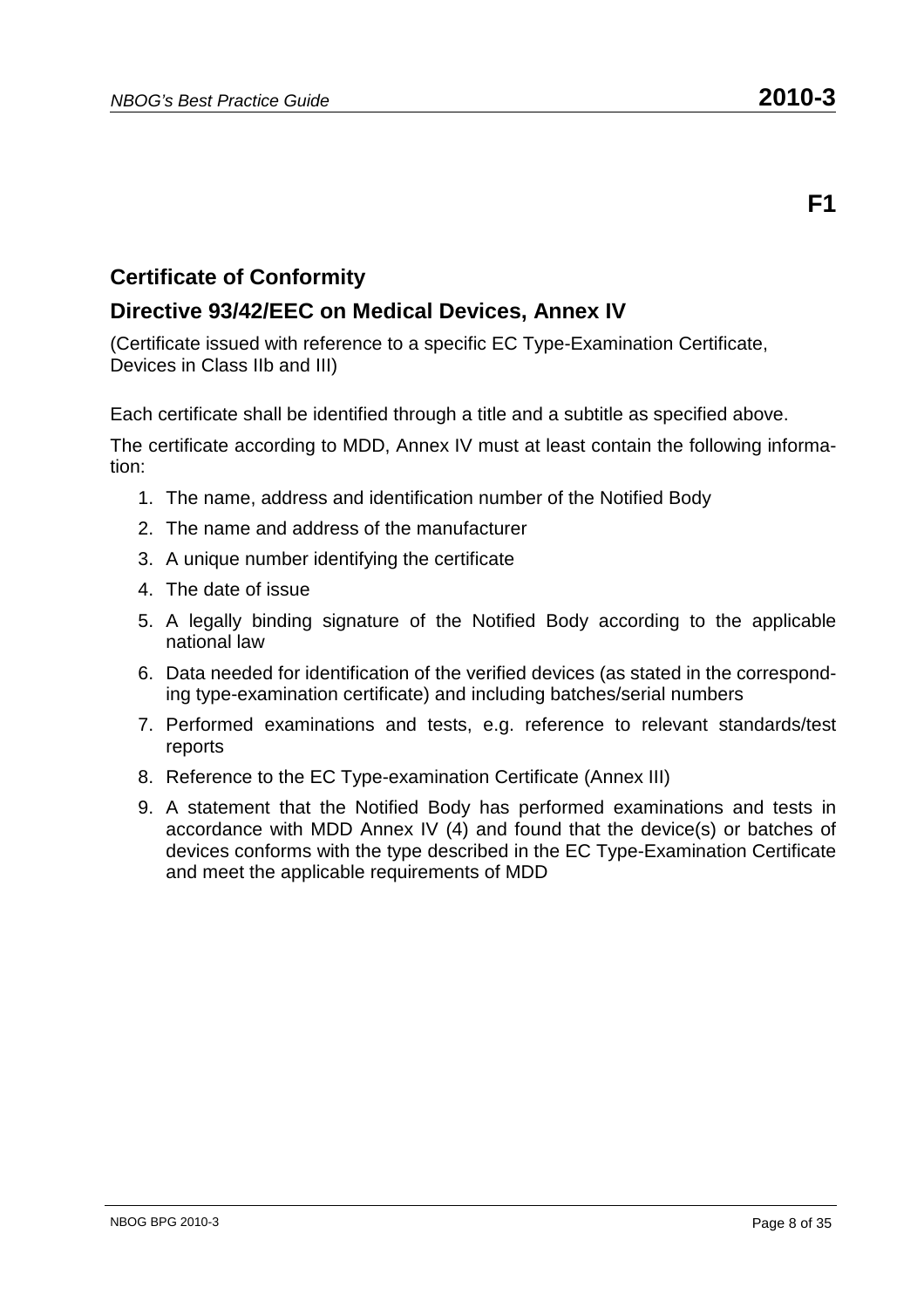**F1**

## Certificate of Conformity

## Directive 93/42/EEC on Medical Devices, Annex IV

(Certificate issued with reference to a specific EC Type-Examination Certificate, Devices in Class IIb and III)

Each certificate shall be identified through a title and a subtitle as specified above.

The certificate according to MDD, Annex IV must at least contain the following information:

1. The name, address and identification number of the Notified Body
2. The name and address of the manufacturer
3. A unique number identifying the certificate
4. The date of issue
5. A legally binding signature of the Notified Body according to the applicable national law
6. Data needed for identification of the verified devices (as stated in the corresponding type-examination certificate) and including batches/serial numbers
7. Performed examinations and tests, e.g. reference to relevant standards/test reports
8. Reference to the EC Type-examination Certificate (Annex III)
9. A statement that the Notified Body has performed examinations and tests in accordance with MDD Annex IV (4) and found that the device(s) or batches of devices conforms with the type described in the EC Type-Examination Certificate and meet the applicable requirements of MDD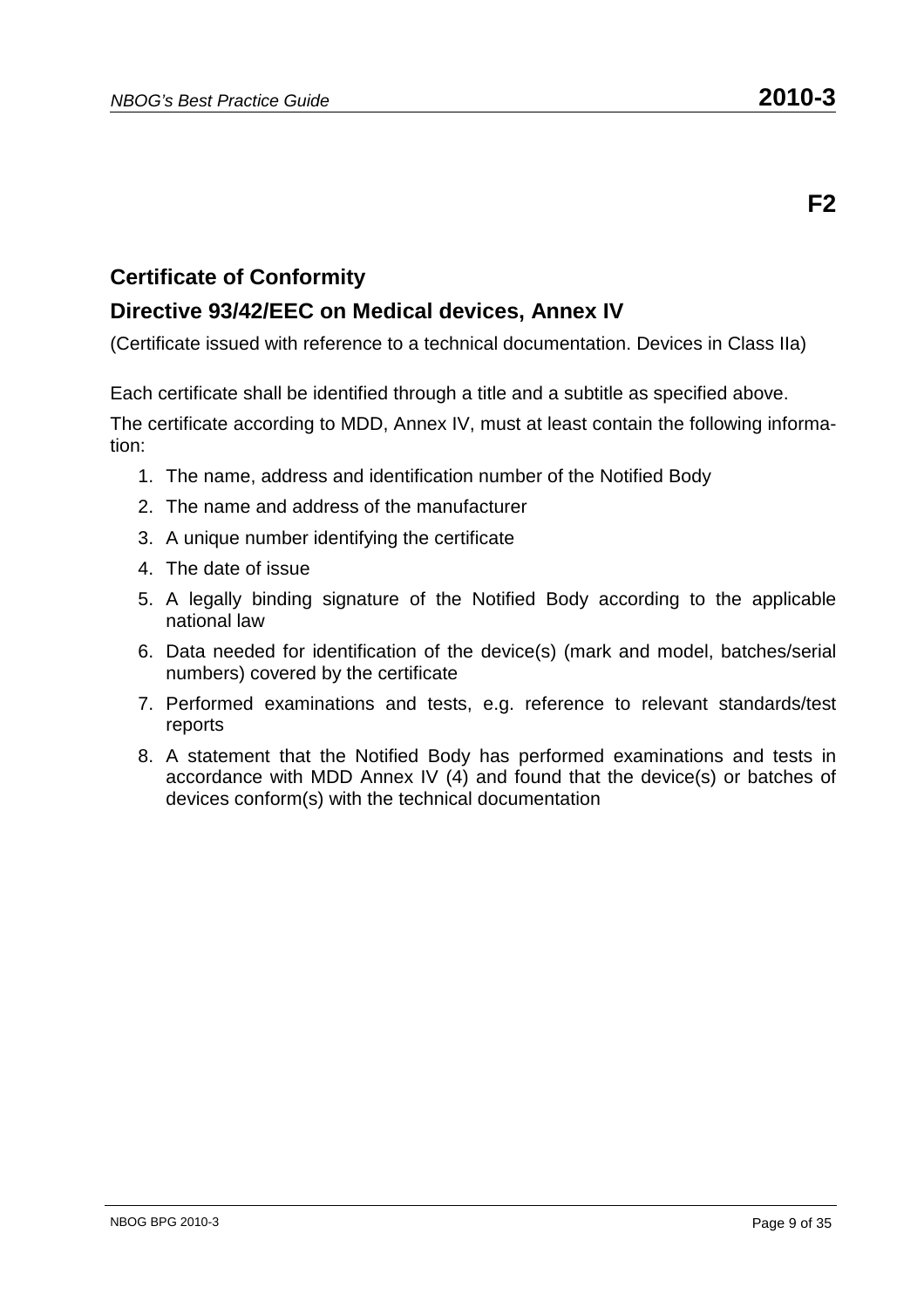**F2**

## Certificate of Conformity

## Directive 93/42/EEC on Medical devices, Annex IV

(Certificate issued with reference to a technical documentation. Devices in Class IIa)

Each certificate shall be identified through a title and a subtitle as specified above.

The certificate according to MDD, Annex IV, must at least contain the following information:

1. The name, address and identification number of the Notified Body
2. The name and address of the manufacturer
3. A unique number identifying the certificate
4. The date of issue
5. A legally binding signature of the Notified Body according to the applicable national law
6. Data needed for identification of the device(s) (mark and model, batches/serial numbers) covered by the certificate
7. Performed examinations and tests, e.g. reference to relevant standards/test reports
8. A statement that the Notified Body has performed examinations and tests in accordance with MDD Annex IV (4) and found that the device(s) or batches of devices conform(s) with the technical documentation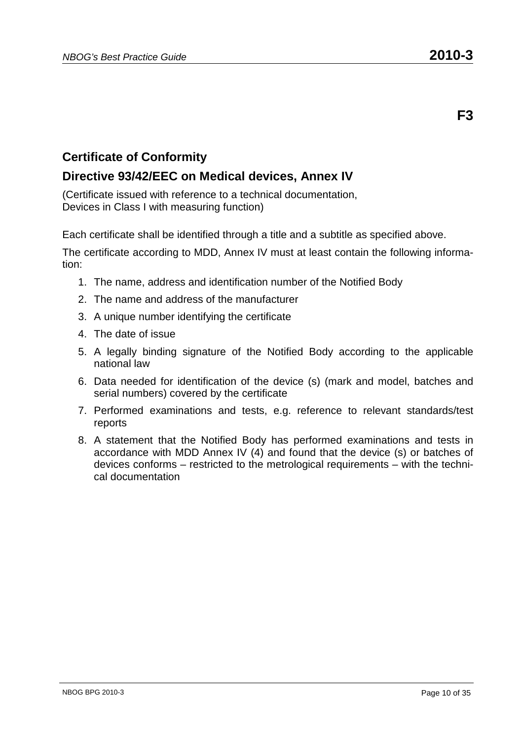**F3**

## Certificate of Conformity

## Directive 93/42/EEC on Medical devices, Annex IV

(Certificate issued with reference to a technical documentation,
Devices in Class I with measuring function)

Each certificate shall be identified through a title and a subtitle as specified above.

The certificate according to MDD, Annex IV must at least contain the following information:

1. The name, address and identification number of the Notified Body
2. The name and address of the manufacturer
3. A unique number identifying the certificate
4. The date of issue
5. A legally binding signature of the Notified Body according to the applicable national law
6. Data needed for identification of the device (s) (mark and model, batches and serial numbers) covered by the certificate
7. Performed examinations and tests, e.g. reference to relevant standards/test reports
8. A statement that the Notified Body has performed examinations and tests in accordance with MDD Annex IV (4) and found that the device (s) or batches of devices conforms – restricted to the metrological requirements – with the technical documentation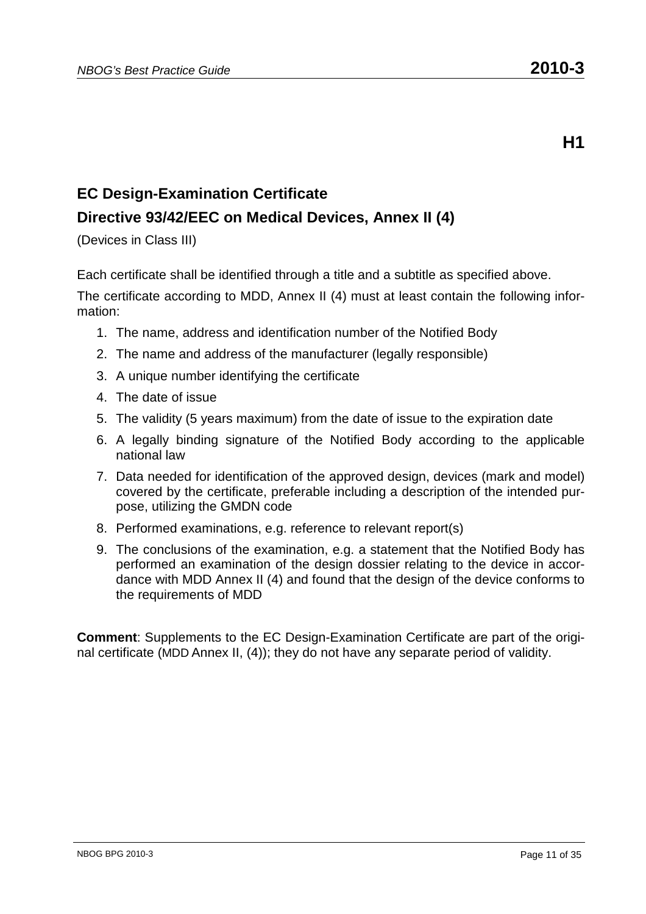**H1**

## EC Design-Examination Certificate

## Directive 93/42/EEC on Medical Devices, Annex II (4)

(Devices in Class III)

Each certificate shall be identified through a title and a subtitle as specified above.

The certificate according to MDD, Annex II (4) must at least contain the following information:

1. The name, address and identification number of the Notified Body
2. The name and address of the manufacturer (legally responsible)
3. A unique number identifying the certificate
4. The date of issue
5. The validity (5 years maximum) from the date of issue to the expiration date
6. A legally binding signature of the Notified Body according to the applicable national law
7. Data needed for identification of the approved design, devices (mark and model) covered by the certificate, preferable including a description of the intended purpose, utilizing the GMDN code
8. Performed examinations, e.g. reference to relevant report(s)
9. The conclusions of the examination, e.g. a statement that the Notified Body has performed an examination of the design dossier relating to the device in accordance with MDD Annex II (4) and found that the design of the device conforms to the requirements of MDD

**Comment**: Supplements to the EC Design-Examination Certificate are part of the original certificate (MDD Annex II, (4)); they do not have any separate period of validity.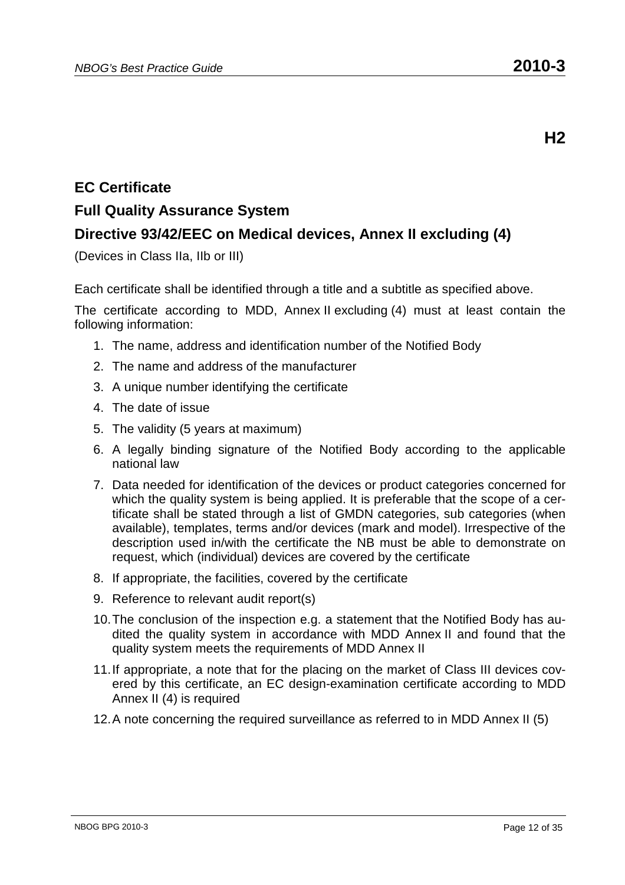**H2**

## EC Certificate

## Full Quality Assurance System

## Directive 93/42/EEC on Medical devices, Annex II excluding (4)

(Devices in Class IIa, IIb or III)

Each certificate shall be identified through a title and a subtitle as specified above.

The certificate according to MDD, Annex II excluding (4) must at least contain the following information:

1. The name, address and identification number of the Notified Body
2. The name and address of the manufacturer
3. A unique number identifying the certificate
4. The date of issue
5. The validity (5 years at maximum)
6. A legally binding signature of the Notified Body according to the applicable national law
7. Data needed for identification of the devices or product categories concerned for which the quality system is being applied. It is preferable that the scope of a certificate shall be stated through a list of GMDN categories, sub categories (when available), templates, terms and/or devices (mark and model). Irrespective of the description used in/with the certificate the NB must be able to demonstrate on request, which (individual) devices are covered by the certificate
8. If appropriate, the facilities, covered by the certificate
9. Reference to relevant audit report(s)
10. The conclusion of the inspection e.g. a statement that the Notified Body has audited the quality system in accordance with MDD Annex II and found that the quality system meets the requirements of MDD Annex II
11. If appropriate, a note that for the placing on the market of Class III devices covered by this certificate, an EC design-examination certificate according to MDD Annex II (4) is required
12. A note concerning the required surveillance as referred to in MDD Annex II (5)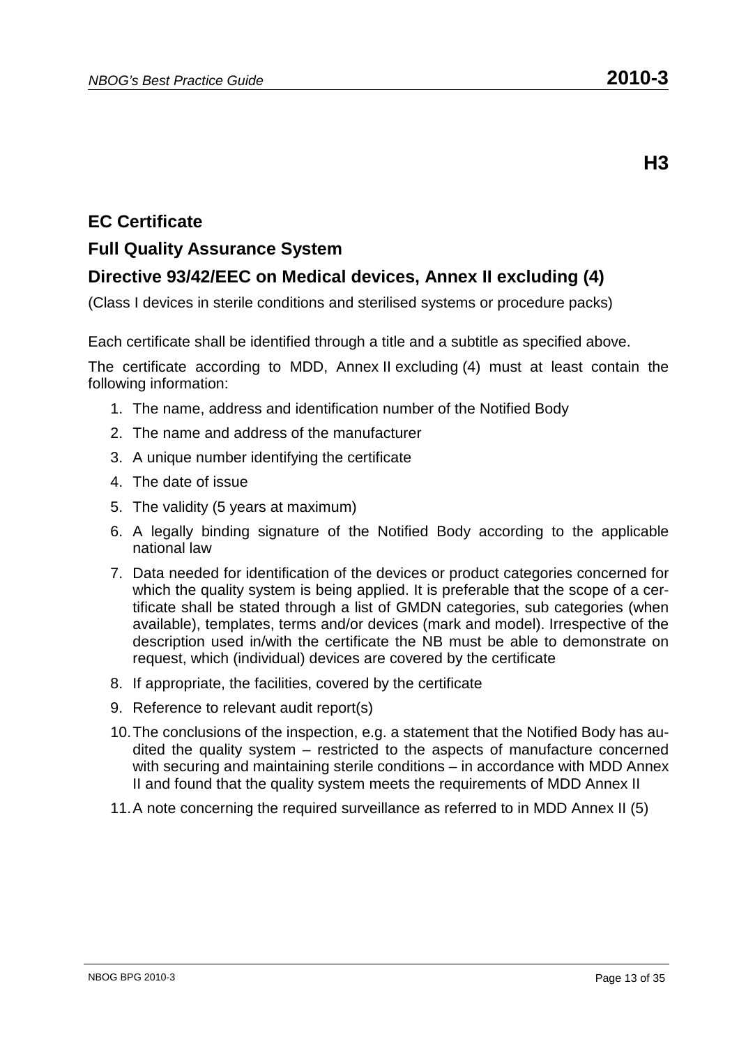**H3**

## EC Certificate

## Full Quality Assurance System

## Directive 93/42/EEC on Medical devices, Annex II excluding (4)

(Class I devices in sterile conditions and sterilised systems or procedure packs)

Each certificate shall be identified through a title and a subtitle as specified above.

The certificate according to MDD, Annex II excluding (4) must at least contain the following information:

1. The name, address and identification number of the Notified Body
2. The name and address of the manufacturer
3. A unique number identifying the certificate
4. The date of issue
5. The validity (5 years at maximum)
6. A legally binding signature of the Notified Body according to the applicable national law
7. Data needed for identification of the devices or product categories concerned for which the quality system is being applied. It is preferable that the scope of a certificate shall be stated through a list of GMDN categories, sub categories (when available), templates, terms and/or devices (mark and model). Irrespective of the description used in/with the certificate the NB must be able to demonstrate on request, which (individual) devices are covered by the certificate
8. If appropriate, the facilities, covered by the certificate
9. Reference to relevant audit report(s)
10. The conclusions of the inspection, e.g. a statement that the Notified Body has audited the quality system – restricted to the aspects of manufacture concerned with securing and maintaining sterile conditions – in accordance with MDD Annex II and found that the quality system meets the requirements of MDD Annex II
11. A note concerning the required surveillance as referred to in MDD Annex II (5)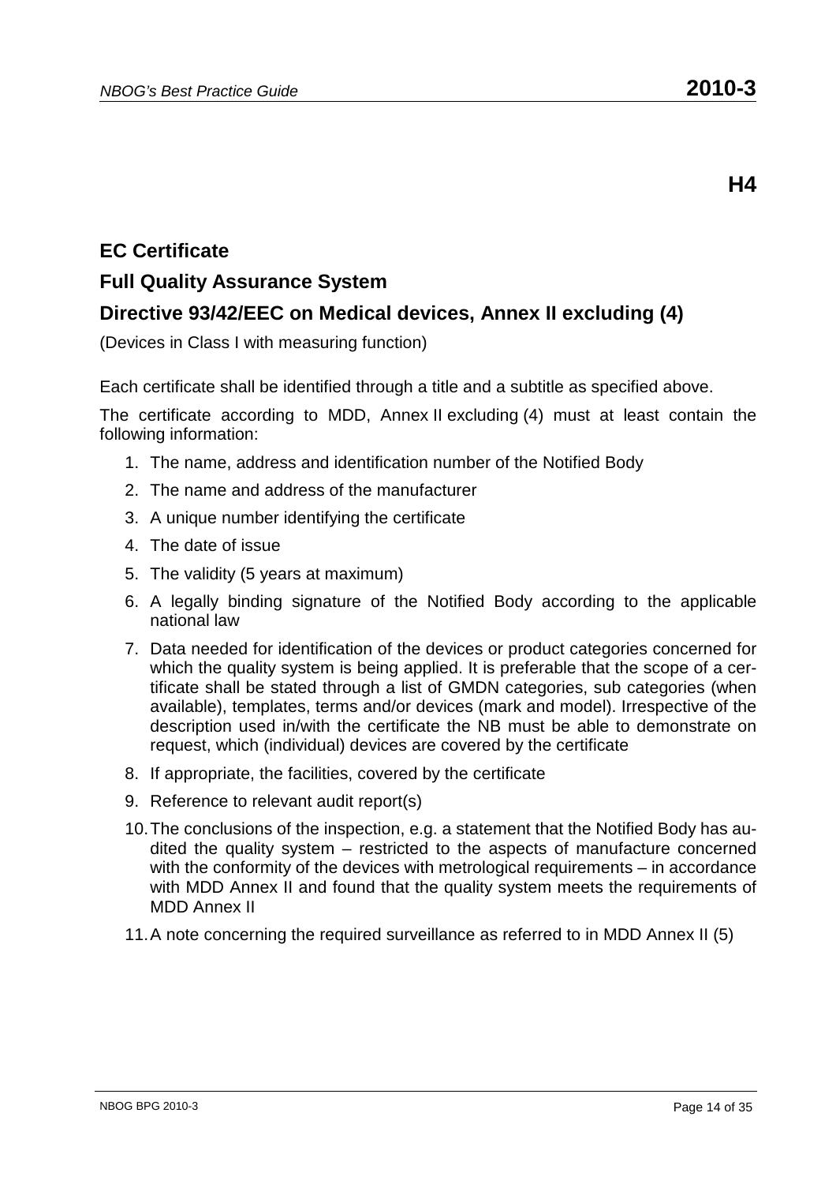**H4**

## EC Certificate

## Full Quality Assurance System

## Directive 93/42/EEC on Medical devices, Annex II excluding (4)

(Devices in Class I with measuring function)

Each certificate shall be identified through a title and a subtitle as specified above.

The certificate according to MDD, Annex II excluding (4) must at least contain the following information:

1. The name, address and identification number of the Notified Body
2. The name and address of the manufacturer
3. A unique number identifying the certificate
4. The date of issue
5. The validity (5 years at maximum)
6. A legally binding signature of the Notified Body according to the applicable national law
7. Data needed for identification of the devices or product categories concerned for which the quality system is being applied. It is preferable that the scope of a certificate shall be stated through a list of GMDN categories, sub categories (when available), templates, terms and/or devices (mark and model). Irrespective of the description used in/with the certificate the NB must be able to demonstrate on request, which (individual) devices are covered by the certificate
8. If appropriate, the facilities, covered by the certificate
9. Reference to relevant audit report(s)
10. The conclusions of the inspection, e.g. a statement that the Notified Body has audited the quality system – restricted to the aspects of manufacture concerned with the conformity of the devices with metrological requirements – in accordance with MDD Annex II and found that the quality system meets the requirements of MDD Annex II
11. A note concerning the required surveillance as referred to in MDD Annex II (5)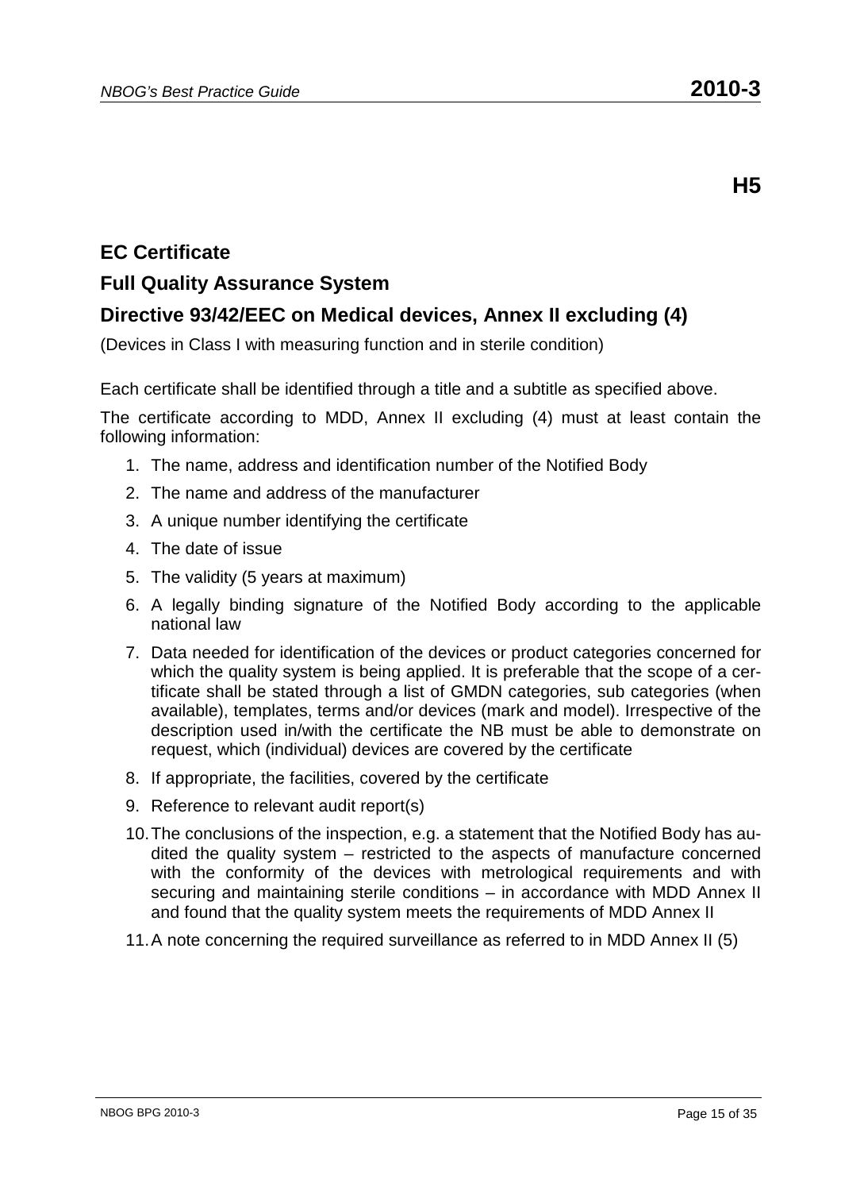**H5**

## EC Certificate

## Full Quality Assurance System

## Directive 93/42/EEC on Medical devices, Annex II excluding (4)

(Devices in Class I with measuring function and in sterile condition)

Each certificate shall be identified through a title and a subtitle as specified above.

The certificate according to MDD, Annex II excluding (4) must at least contain the following information:

1. The name, address and identification number of the Notified Body
2. The name and address of the manufacturer
3. A unique number identifying the certificate
4. The date of issue
5. The validity (5 years at maximum)
6. A legally binding signature of the Notified Body according to the applicable national law
7. Data needed for identification of the devices or product categories concerned for which the quality system is being applied. It is preferable that the scope of a certificate shall be stated through a list of GMDN categories, sub categories (when available), templates, terms and/or devices (mark and model). Irrespective of the description used in/with the certificate the NB must be able to demonstrate on request, which (individual) devices are covered by the certificate
8. If appropriate, the facilities, covered by the certificate
9. Reference to relevant audit report(s)
10. The conclusions of the inspection, e.g. a statement that the Notified Body has audited the quality system – restricted to the aspects of manufacture concerned with the conformity of the devices with metrological requirements and with securing and maintaining sterile conditions – in accordance with MDD Annex II and found that the quality system meets the requirements of MDD Annex II
11. A note concerning the required surveillance as referred to in MDD Annex II (5)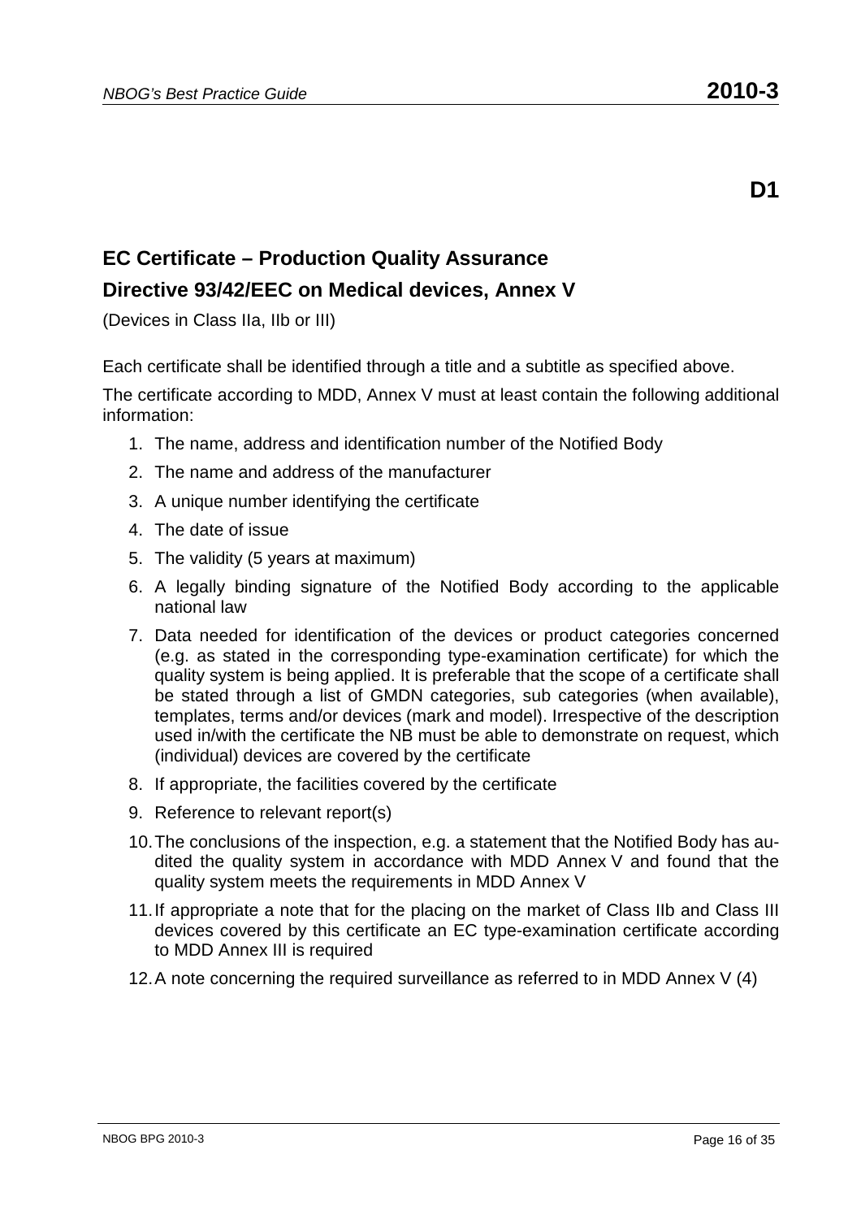**D1**

## EC Certificate – Production Quality Assurance

## Directive 93/42/EEC on Medical devices, Annex V

(Devices in Class IIa, IIb or III)

Each certificate shall be identified through a title and a subtitle as specified above.

The certificate according to MDD, Annex V must at least contain the following additional information:

1. The name, address and identification number of the Notified Body
2. The name and address of the manufacturer
3. A unique number identifying the certificate
4. The date of issue
5. The validity (5 years at maximum)
6. A legally binding signature of the Notified Body according to the applicable national law
7. Data needed for identification of the devices or product categories concerned (e.g. as stated in the corresponding type-examination certificate) for which the quality system is being applied. It is preferable that the scope of a certificate shall be stated through a list of GMDN categories, sub categories (when available), templates, terms and/or devices (mark and model). Irrespective of the description used in/with the certificate the NB must be able to demonstrate on request, which (individual) devices are covered by the certificate
8. If appropriate, the facilities covered by the certificate
9. Reference to relevant report(s)
10. The conclusions of the inspection, e.g. a statement that the Notified Body has audited the quality system in accordance with MDD Annex V and found that the quality system meets the requirements in MDD Annex V
11. If appropriate a note that for the placing on the market of Class IIb and Class III devices covered by this certificate an EC type-examination certificate according to MDD Annex III is required
12. A note concerning the required surveillance as referred to in MDD Annex V (4)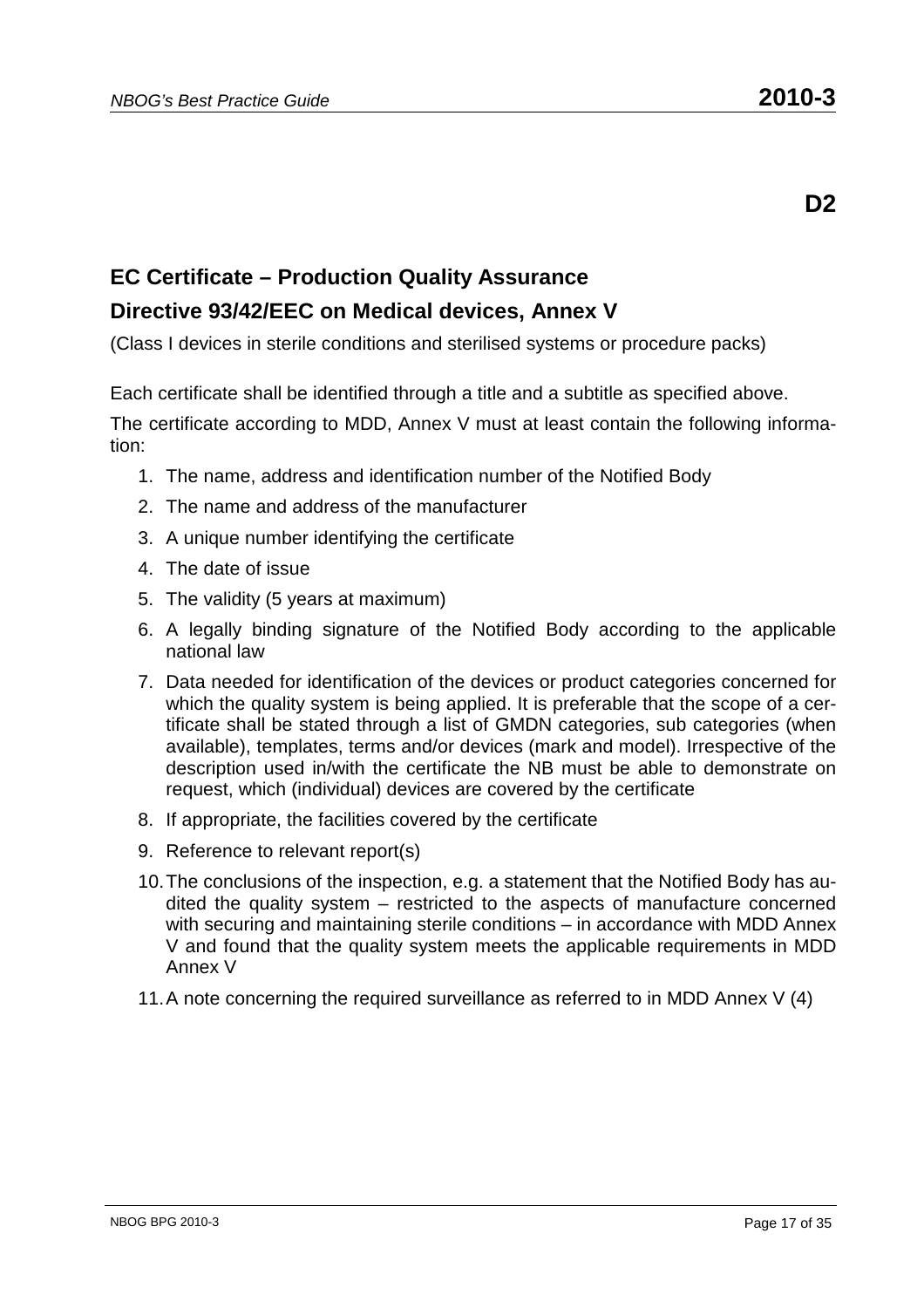**D2**

## EC Certificate – Production Quality Assurance

## Directive 93/42/EEC on Medical devices, Annex V

(Class I devices in sterile conditions and sterilised systems or procedure packs)

Each certificate shall be identified through a title and a subtitle as specified above.

The certificate according to MDD, Annex V must at least contain the following information:

1. The name, address and identification number of the Notified Body
2. The name and address of the manufacturer
3. A unique number identifying the certificate
4. The date of issue
5. The validity (5 years at maximum)
6. A legally binding signature of the Notified Body according to the applicable national law
7. Data needed for identification of the devices or product categories concerned for which the quality system is being applied. It is preferable that the scope of a certificate shall be stated through a list of GMDN categories, sub categories (when available), templates, terms and/or devices (mark and model). Irrespective of the description used in/with the certificate the NB must be able to demonstrate on request, which (individual) devices are covered by the certificate
8. If appropriate, the facilities covered by the certificate
9. Reference to relevant report(s)
10. The conclusions of the inspection, e.g. a statement that the Notified Body has audited the quality system – restricted to the aspects of manufacture concerned with securing and maintaining sterile conditions – in accordance with MDD Annex V and found that the quality system meets the applicable requirements in MDD Annex V
11. A note concerning the required surveillance as referred to in MDD Annex V (4)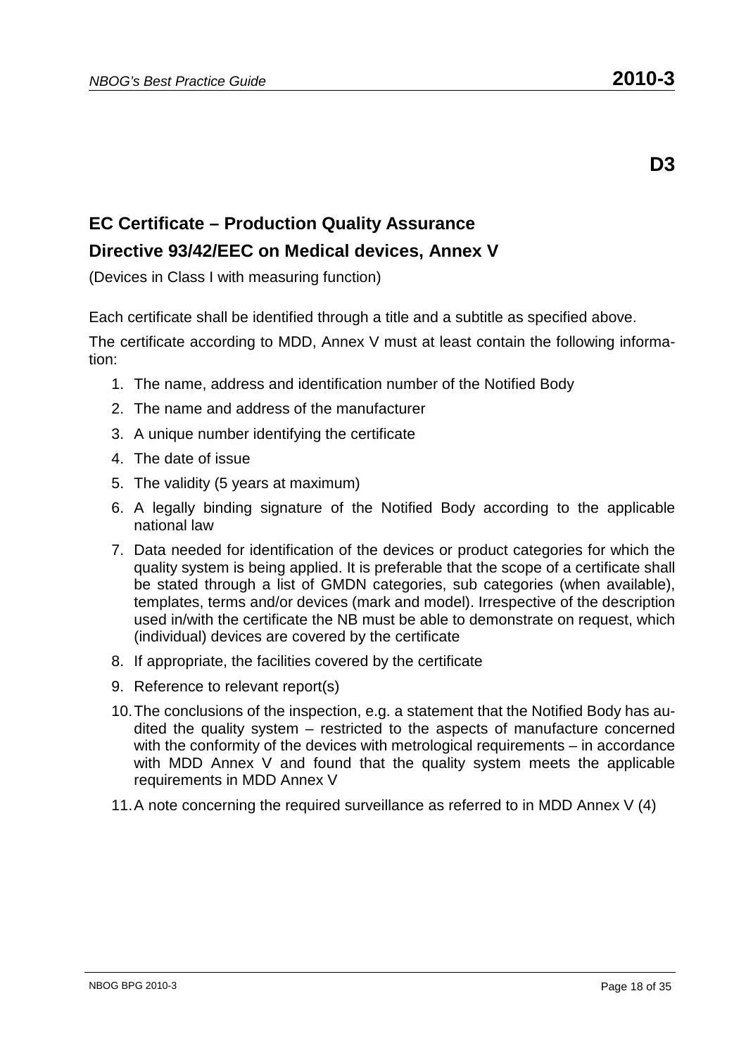**D3**

## EC Certificate – Production Quality Assurance

## Directive 93/42/EEC on Medical devices, Annex V

(Devices in Class I with measuring function)

Each certificate shall be identified through a title and a subtitle as specified above.

The certificate according to MDD, Annex V must at least contain the following information:

1. The name, address and identification number of the Notified Body
2. The name and address of the manufacturer
3. A unique number identifying the certificate
4. The date of issue
5. The validity (5 years at maximum)
6. A legally binding signature of the Notified Body according to the applicable national law
7. Data needed for identification of the devices or product categories for which the quality system is being applied. It is preferable that the scope of a certificate shall be stated through a list of GMDN categories, sub categories (when available), templates, terms and/or devices (mark and model). Irrespective of the description used in/with the certificate the NB must be able to demonstrate on request, which (individual) devices are covered by the certificate
8. If appropriate, the facilities covered by the certificate
9. Reference to relevant report(s)
10. The conclusions of the inspection, e.g. a statement that the Notified Body has audited the quality system – restricted to the aspects of manufacture concerned with the conformity of the devices with metrological requirements – in accordance with MDD Annex V and found that the quality system meets the applicable requirements in MDD Annex V
11. A note concerning the required surveillance as referred to in MDD Annex V (4)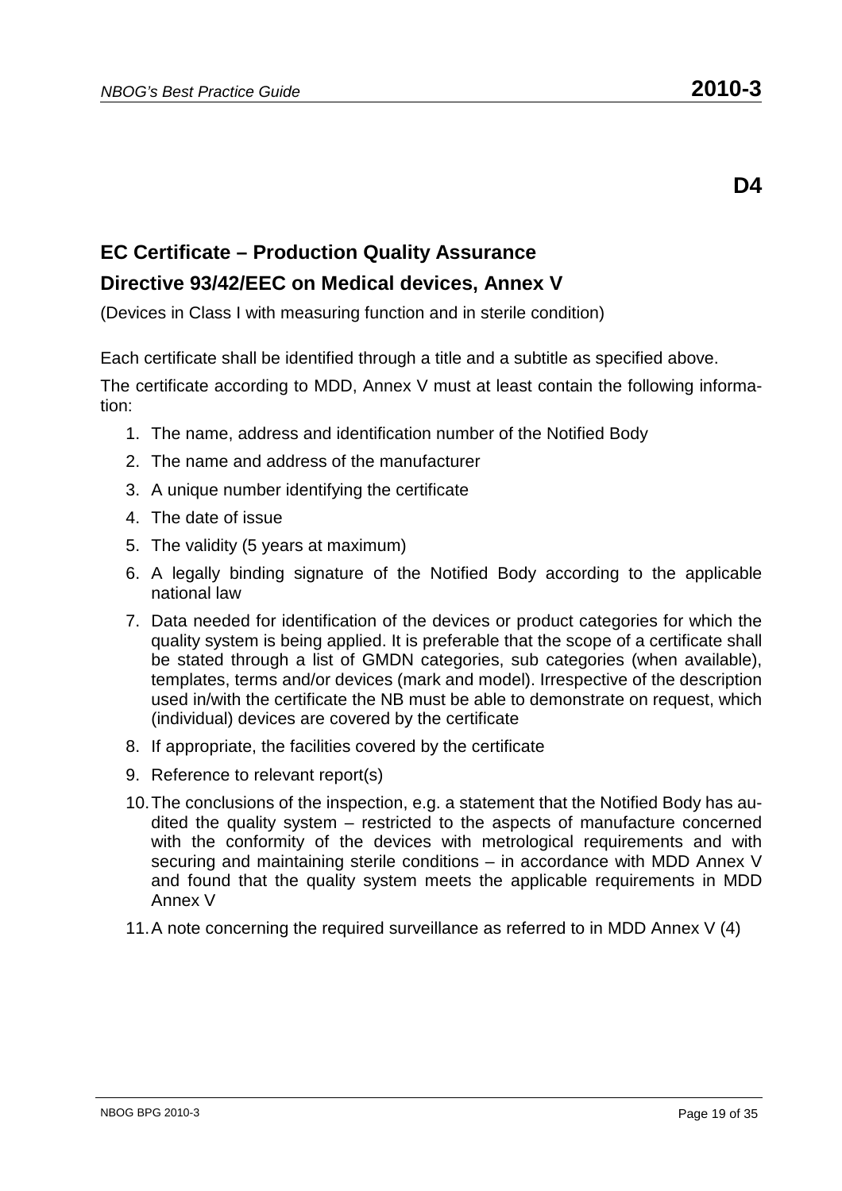**D4**

## EC Certificate – Production Quality Assurance

## Directive 93/42/EEC on Medical devices, Annex V

(Devices in Class I with measuring function and in sterile condition)

Each certificate shall be identified through a title and a subtitle as specified above.

The certificate according to MDD, Annex V must at least contain the following information:

1. The name, address and identification number of the Notified Body
2. The name and address of the manufacturer
3. A unique number identifying the certificate
4. The date of issue
5. The validity (5 years at maximum)
6. A legally binding signature of the Notified Body according to the applicable national law
7. Data needed for identification of the devices or product categories for which the quality system is being applied. It is preferable that the scope of a certificate shall be stated through a list of GMDN categories, sub categories (when available), templates, terms and/or devices (mark and model). Irrespective of the description used in/with the certificate the NB must be able to demonstrate on request, which (individual) devices are covered by the certificate
8. If appropriate, the facilities covered by the certificate
9. Reference to relevant report(s)
10. The conclusions of the inspection, e.g. a statement that the Notified Body has audited the quality system – restricted to the aspects of manufacture concerned with the conformity of the devices with metrological requirements and with securing and maintaining sterile conditions – in accordance with MDD Annex V and found that the quality system meets the applicable requirements in MDD Annex V
11. A note concerning the required surveillance as referred to in MDD Annex V (4)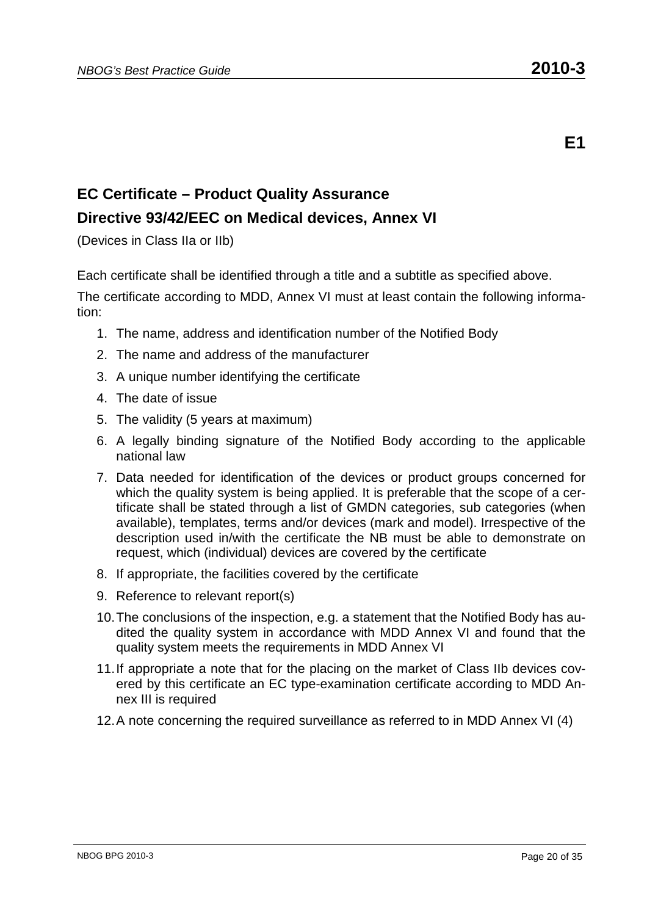**E1**

## EC Certificate – Product Quality Assurance

## Directive 93/42/EEC on Medical devices, Annex VI

(Devices in Class IIa or IIb)

Each certificate shall be identified through a title and a subtitle as specified above.

The certificate according to MDD, Annex VI must at least contain the following information:

1. The name, address and identification number of the Notified Body
2. The name and address of the manufacturer
3. A unique number identifying the certificate
4. The date of issue
5. The validity (5 years at maximum)
6. A legally binding signature of the Notified Body according to the applicable national law
7. Data needed for identification of the devices or product groups concerned for which the quality system is being applied. It is preferable that the scope of a certificate shall be stated through a list of GMDN categories, sub categories (when available), templates, terms and/or devices (mark and model). Irrespective of the description used in/with the certificate the NB must be able to demonstrate on request, which (individual) devices are covered by the certificate
8. If appropriate, the facilities covered by the certificate
9. Reference to relevant report(s)
10. The conclusions of the inspection, e.g. a statement that the Notified Body has audited the quality system in accordance with MDD Annex VI and found that the quality system meets the requirements in MDD Annex VI
11. If appropriate a note that for the placing on the market of Class IIb devices covered by this certificate an EC type-examination certificate according to MDD Annex III is required
12. A note concerning the required surveillance as referred to in MDD Annex VI (4)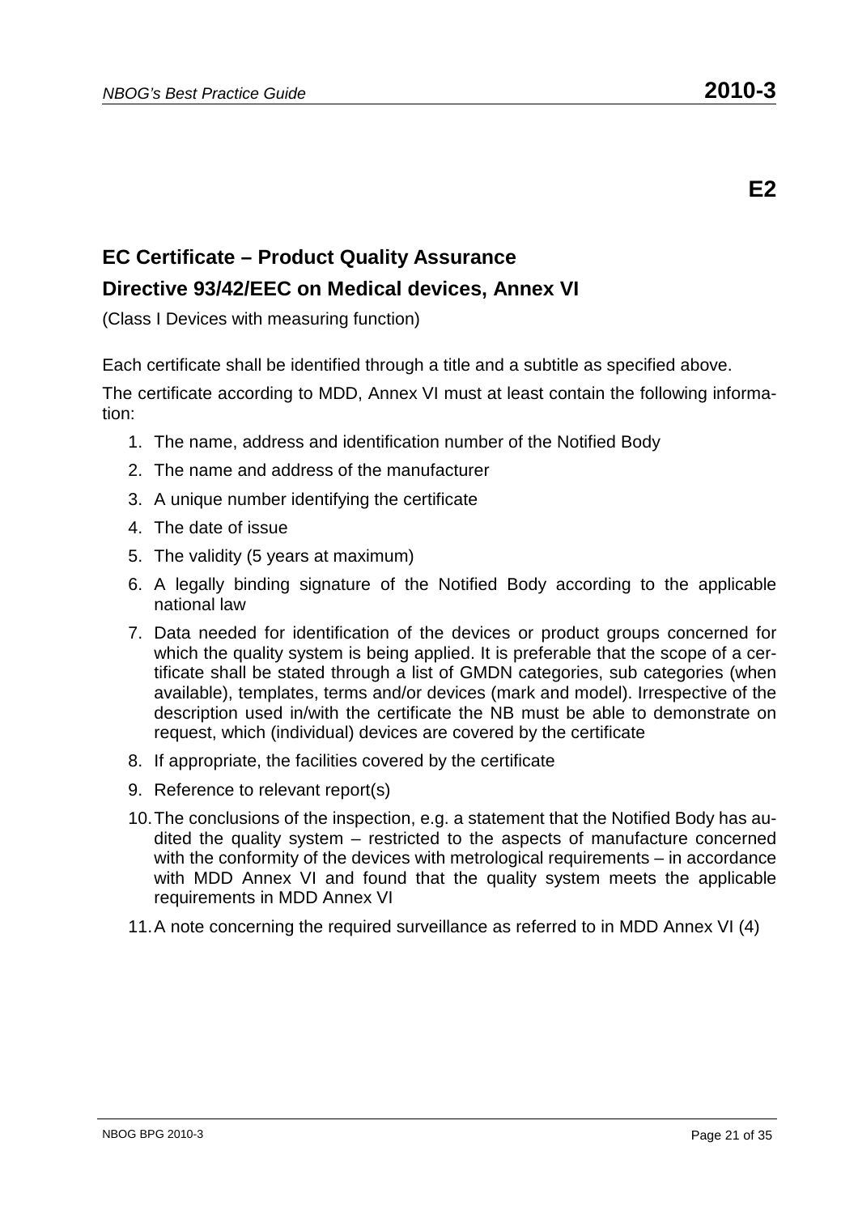**E2**

## EC Certificate – Product Quality Assurance

## Directive 93/42/EEC on Medical devices, Annex VI

(Class I Devices with measuring function)

Each certificate shall be identified through a title and a subtitle as specified above.

The certificate according to MDD, Annex VI must at least contain the following information:

1. The name, address and identification number of the Notified Body
2. The name and address of the manufacturer
3. A unique number identifying the certificate
4. The date of issue
5. The validity (5 years at maximum)
6. A legally binding signature of the Notified Body according to the applicable national law
7. Data needed for identification of the devices or product groups concerned for which the quality system is being applied. It is preferable that the scope of a certificate shall be stated through a list of GMDN categories, sub categories (when available), templates, terms and/or devices (mark and model). Irrespective of the description used in/with the certificate the NB must be able to demonstrate on request, which (individual) devices are covered by the certificate
8. If appropriate, the facilities covered by the certificate
9. Reference to relevant report(s)
10. The conclusions of the inspection, e.g. a statement that the Notified Body has audited the quality system – restricted to the aspects of manufacture concerned with the conformity of the devices with metrological requirements – in accordance with MDD Annex VI and found that the quality system meets the applicable requirements in MDD Annex VI
11. A note concerning the required surveillance as referred to in MDD Annex VI (4)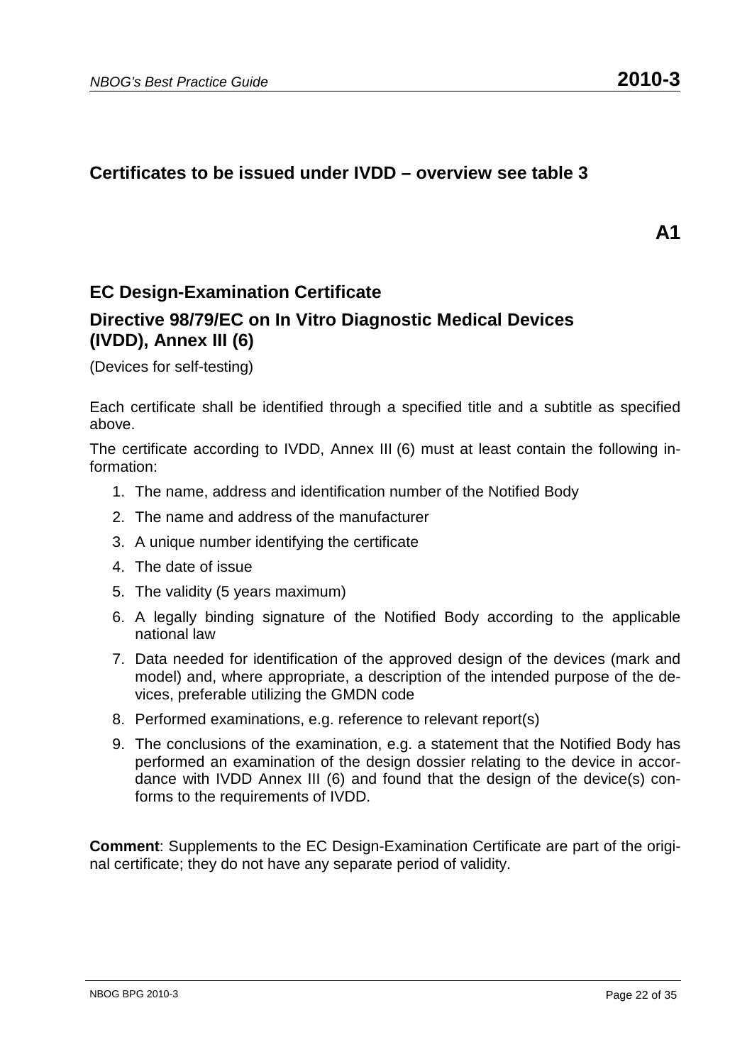## Certificates to be issued under IVDD – overview see table 3

**A1**

### EC Design-Examination Certificate

### Directive 98/79/EC on In Vitro Diagnostic Medical Devices (IVDD), Annex III (6)

(Devices for self-testing)

Each certificate shall be identified through a specified title and a subtitle as specified above.

The certificate according to IVDD, Annex III (6) must at least contain the following information:

1. The name, address and identification number of the Notified Body
2. The name and address of the manufacturer
3. A unique number identifying the certificate
4. The date of issue
5. The validity (5 years maximum)
6. A legally binding signature of the Notified Body according to the applicable national law
7. Data needed for identification of the approved design of the devices (mark and model) and, where appropriate, a description of the intended purpose of the devices, preferable utilizing the GMDN code
8. Performed examinations, e.g. reference to relevant report(s)
9. The conclusions of the examination, e.g. a statement that the Notified Body has performed an examination of the design dossier relating to the device in accordance with IVDD Annex III (6) and found that the design of the device(s) conforms to the requirements of IVDD.

**Comment**: Supplements to the EC Design-Examination Certificate are part of the original certificate; they do not have any separate period of validity.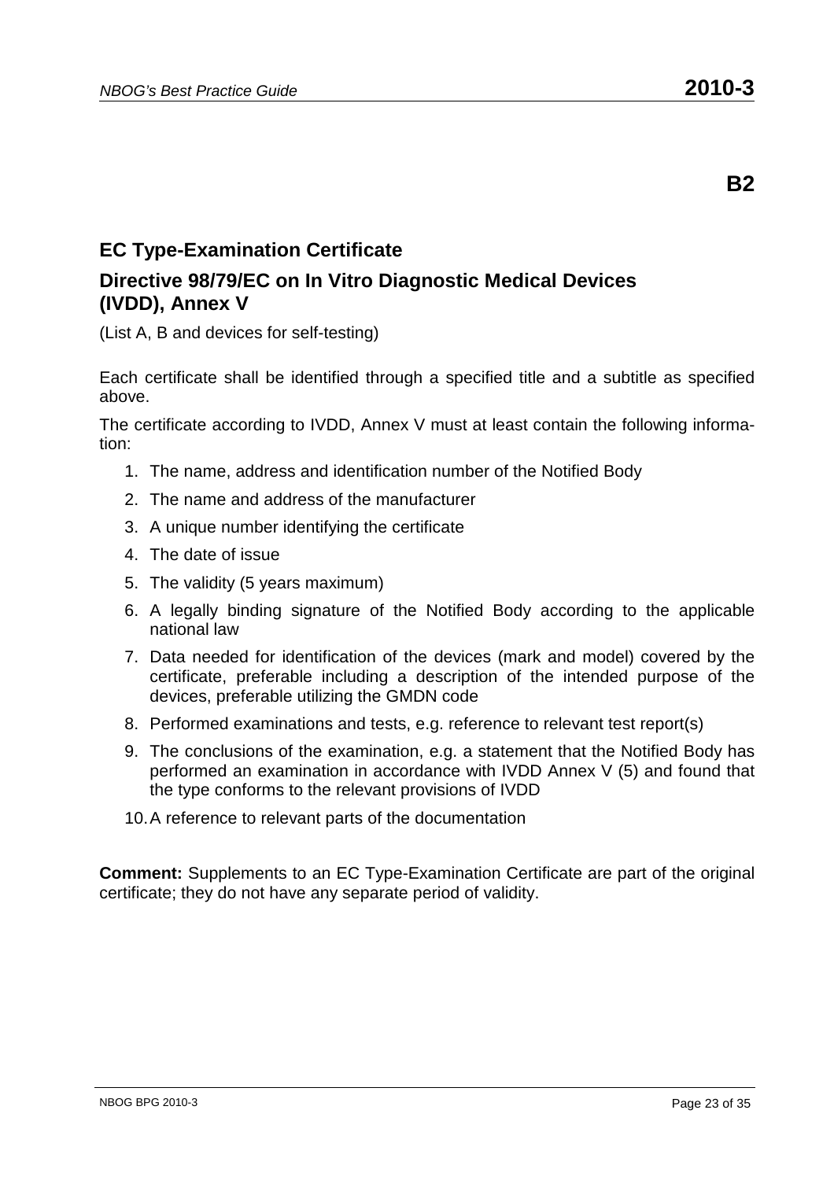**B2**

## EC Type-Examination Certificate

## Directive 98/79/EC on In Vitro Diagnostic Medical Devices (IVDD), Annex V

(List A, B and devices for self-testing)

Each certificate shall be identified through a specified title and a subtitle as specified above.

The certificate according to IVDD, Annex V must at least contain the following information:

1. The name, address and identification number of the Notified Body
2. The name and address of the manufacturer
3. A unique number identifying the certificate
4. The date of issue
5. The validity (5 years maximum)
6. A legally binding signature of the Notified Body according to the applicable national law
7. Data needed for identification of the devices (mark and model) covered by the certificate, preferable including a description of the intended purpose of the devices, preferable utilizing the GMDN code
8. Performed examinations and tests, e.g. reference to relevant test report(s)
9. The conclusions of the examination, e.g. a statement that the Notified Body has performed an examination in accordance with IVDD Annex V (5) and found that the type conforms to the relevant provisions of IVDD
10. A reference to relevant parts of the documentation

**Comment:** Supplements to an EC Type-Examination Certificate are part of the original certificate; they do not have any separate period of validity.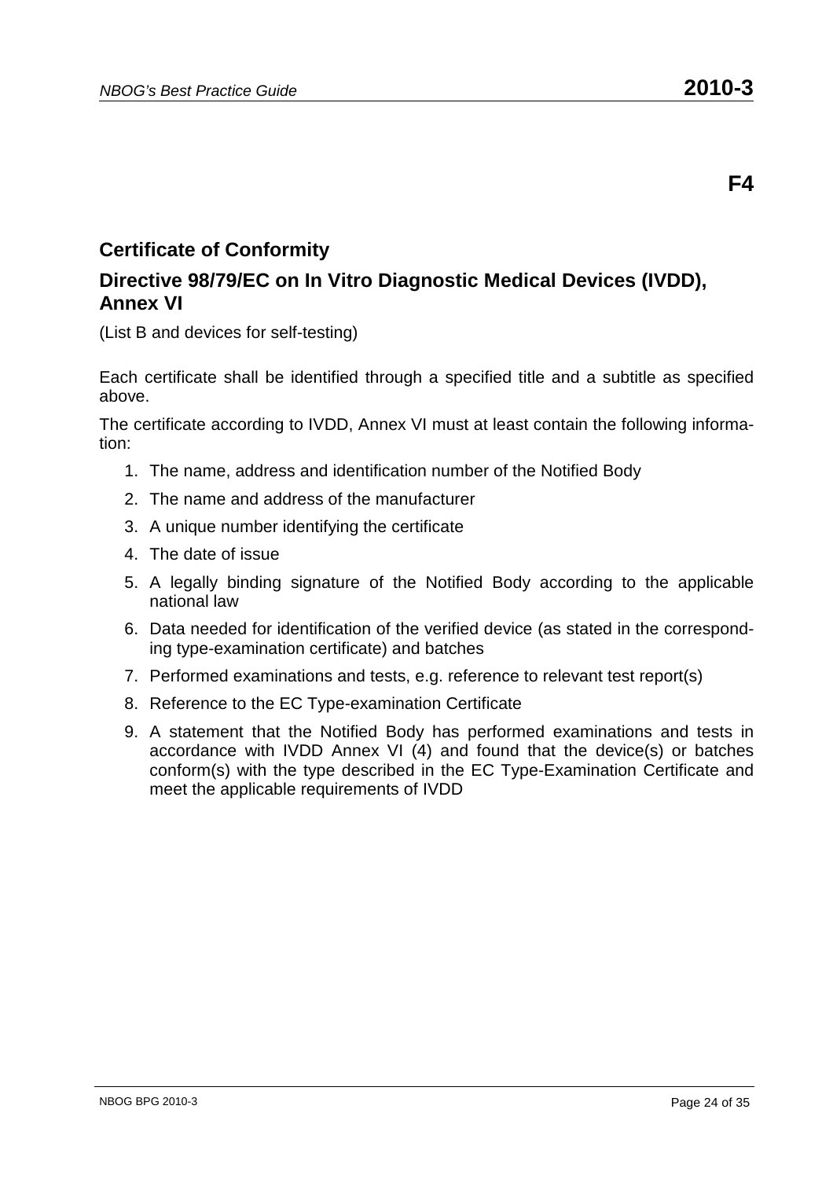**F4**

## Certificate of Conformity

## Directive 98/79/EC on In Vitro Diagnostic Medical Devices (IVDD), Annex VI

(List B and devices for self-testing)

Each certificate shall be identified through a specified title and a subtitle as specified above.

The certificate according to IVDD, Annex VI must at least contain the following information:

1. The name, address and identification number of the Notified Body
2. The name and address of the manufacturer
3. A unique number identifying the certificate
4. The date of issue
5. A legally binding signature of the Notified Body according to the applicable national law
6. Data needed for identification of the verified device (as stated in the corresponding type-examination certificate) and batches
7. Performed examinations and tests, e.g. reference to relevant test report(s)
8. Reference to the EC Type-examination Certificate
9. A statement that the Notified Body has performed examinations and tests in accordance with IVDD Annex VI (4) and found that the device(s) or batches conform(s) with the type described in the EC Type-Examination Certificate and meet the applicable requirements of IVDD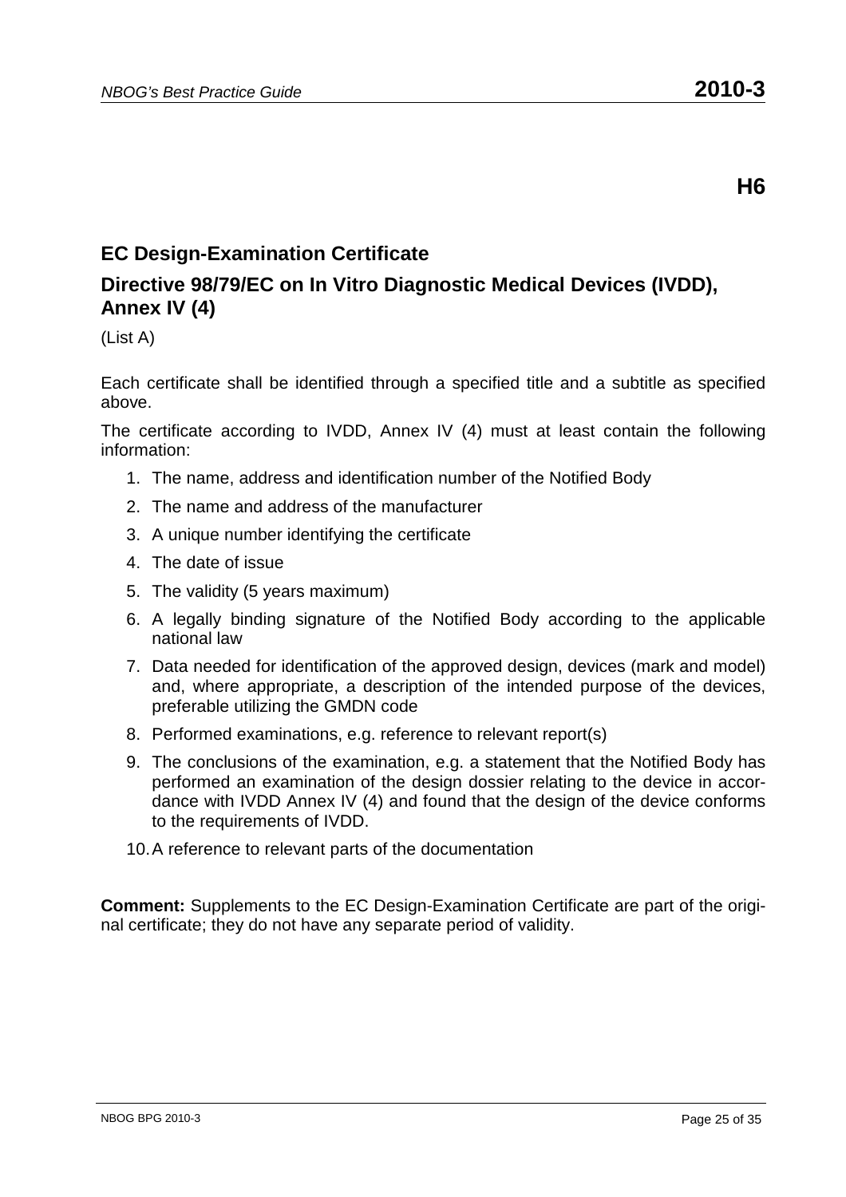**H6**

## EC Design-Examination Certificate

## Directive 98/79/EC on In Vitro Diagnostic Medical Devices (IVDD), Annex IV (4)

(List A)

Each certificate shall be identified through a specified title and a subtitle as specified above.

The certificate according to IVDD, Annex IV (4) must at least contain the following information:

1. The name, address and identification number of the Notified Body
2. The name and address of the manufacturer
3. A unique number identifying the certificate
4. The date of issue
5. The validity (5 years maximum)
6. A legally binding signature of the Notified Body according to the applicable national law
7. Data needed for identification of the approved design, devices (mark and model) and, where appropriate, a description of the intended purpose of the devices, preferable utilizing the GMDN code
8. Performed examinations, e.g. reference to relevant report(s)
9. The conclusions of the examination, e.g. a statement that the Notified Body has performed an examination of the design dossier relating to the device in accordance with IVDD Annex IV (4) and found that the design of the device conforms to the requirements of IVDD.
10. A reference to relevant parts of the documentation

**Comment:** Supplements to the EC Design-Examination Certificate are part of the original certificate; they do not have any separate period of validity.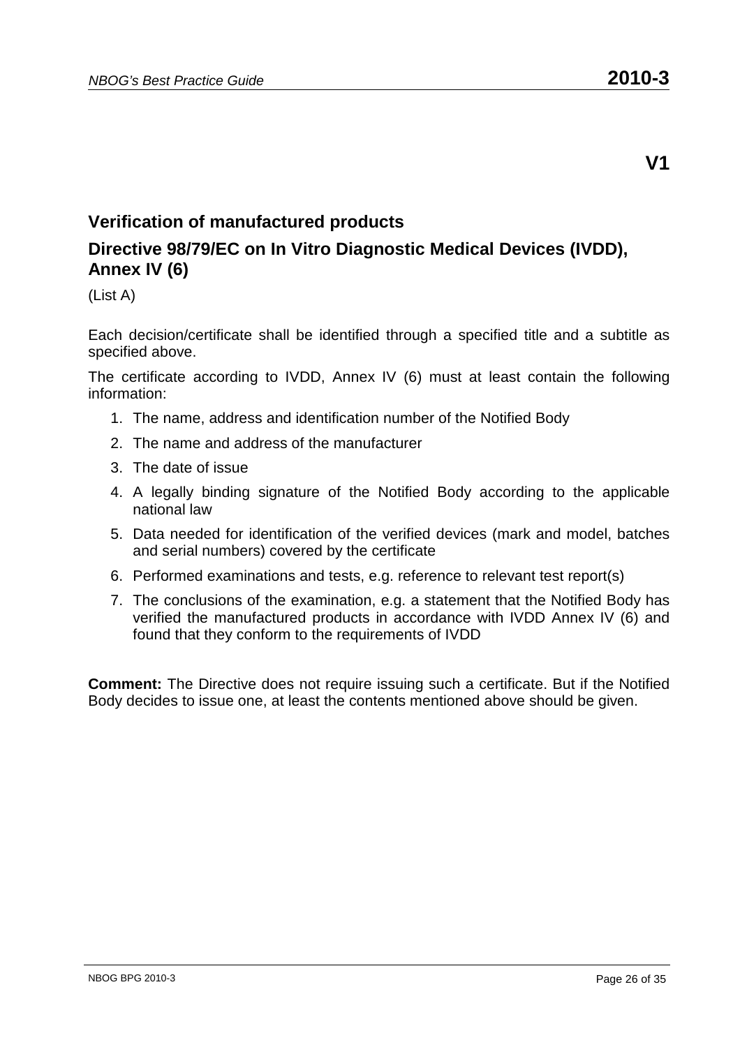**V1**

## Verification of manufactured products

## Directive 98/79/EC on In Vitro Diagnostic Medical Devices (IVDD), Annex IV (6)

(List A)

Each decision/certificate shall be identified through a specified title and a subtitle as specified above.

The certificate according to IVDD, Annex IV (6) must at least contain the following information:

1. The name, address and identification number of the Notified Body
2. The name and address of the manufacturer
3. The date of issue
4. A legally binding signature of the Notified Body according to the applicable national law
5. Data needed for identification of the verified devices (mark and model, batches and serial numbers) covered by the certificate
6. Performed examinations and tests, e.g. reference to relevant test report(s)
7. The conclusions of the examination, e.g. a statement that the Notified Body has verified the manufactured products in accordance with IVDD Annex IV (6) and found that they conform to the requirements of IVDD

**Comment:** The Directive does not require issuing such a certificate. But if the Notified Body decides to issue one, at least the contents mentioned above should be given.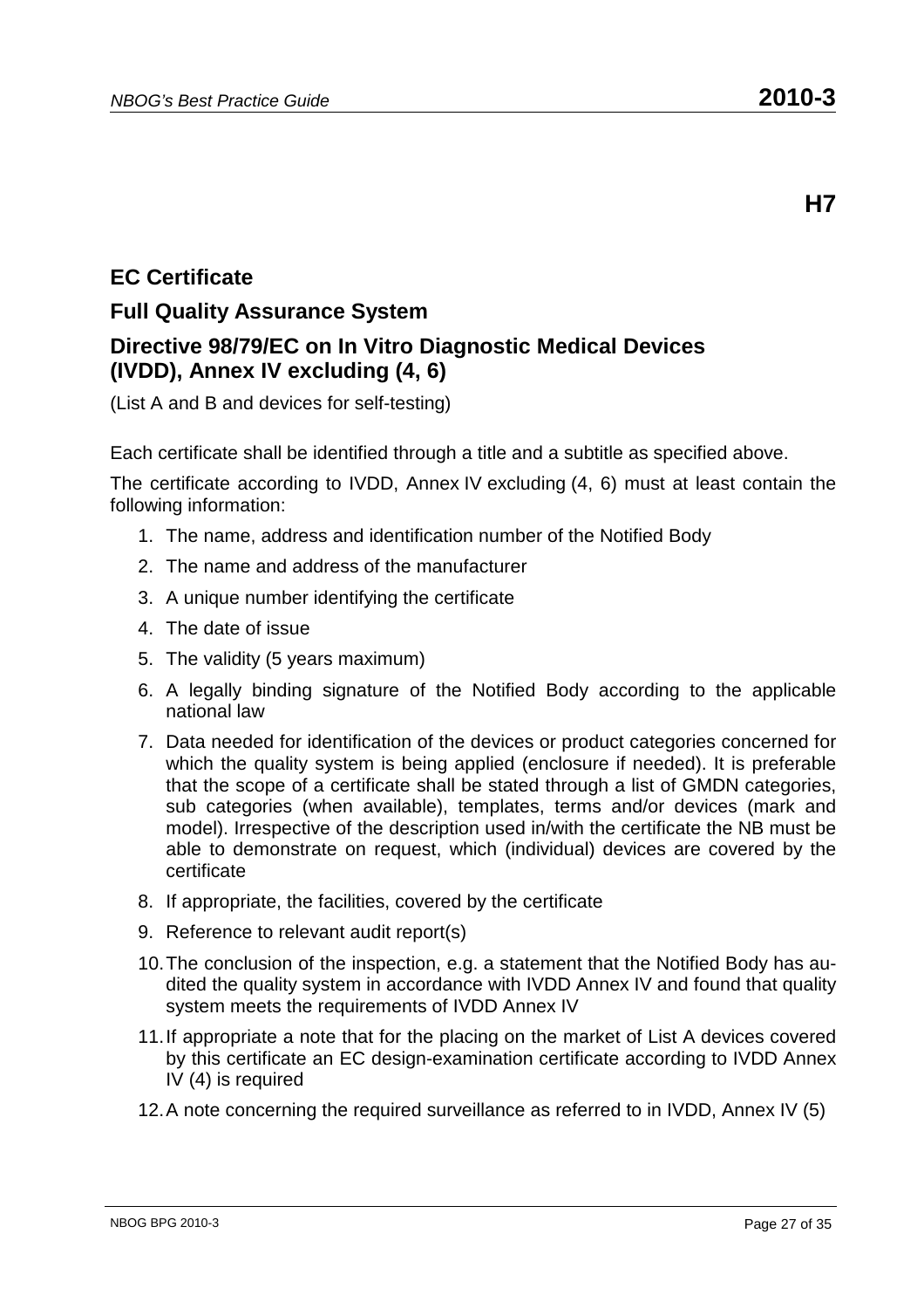**H7**

## EC Certificate

## Full Quality Assurance System

## Directive 98/79/EC on In Vitro Diagnostic Medical Devices (IVDD), Annex IV excluding (4, 6)

(List A and B and devices for self-testing)

Each certificate shall be identified through a title and a subtitle as specified above.

The certificate according to IVDD, Annex IV excluding (4, 6) must at least contain the following information:

1. The name, address and identification number of the Notified Body
2. The name and address of the manufacturer
3. A unique number identifying the certificate
4. The date of issue
5. The validity (5 years maximum)
6. A legally binding signature of the Notified Body according to the applicable national law
7. Data needed for identification of the devices or product categories concerned for which the quality system is being applied (enclosure if needed). It is preferable that the scope of a certificate shall be stated through a list of GMDN categories, sub categories (when available), templates, terms and/or devices (mark and model). Irrespective of the description used in/with the certificate the NB must be able to demonstrate on request, which (individual) devices are covered by the certificate
8. If appropriate, the facilities, covered by the certificate
9. Reference to relevant audit report(s)
10. The conclusion of the inspection, e.g. a statement that the Notified Body has audited the quality system in accordance with IVDD Annex IV and found that quality system meets the requirements of IVDD Annex IV
11. If appropriate a note that for the placing on the market of List A devices covered by this certificate an EC design-examination certificate according to IVDD Annex IV (4) is required
12. A note concerning the required surveillance as referred to in IVDD, Annex IV (5)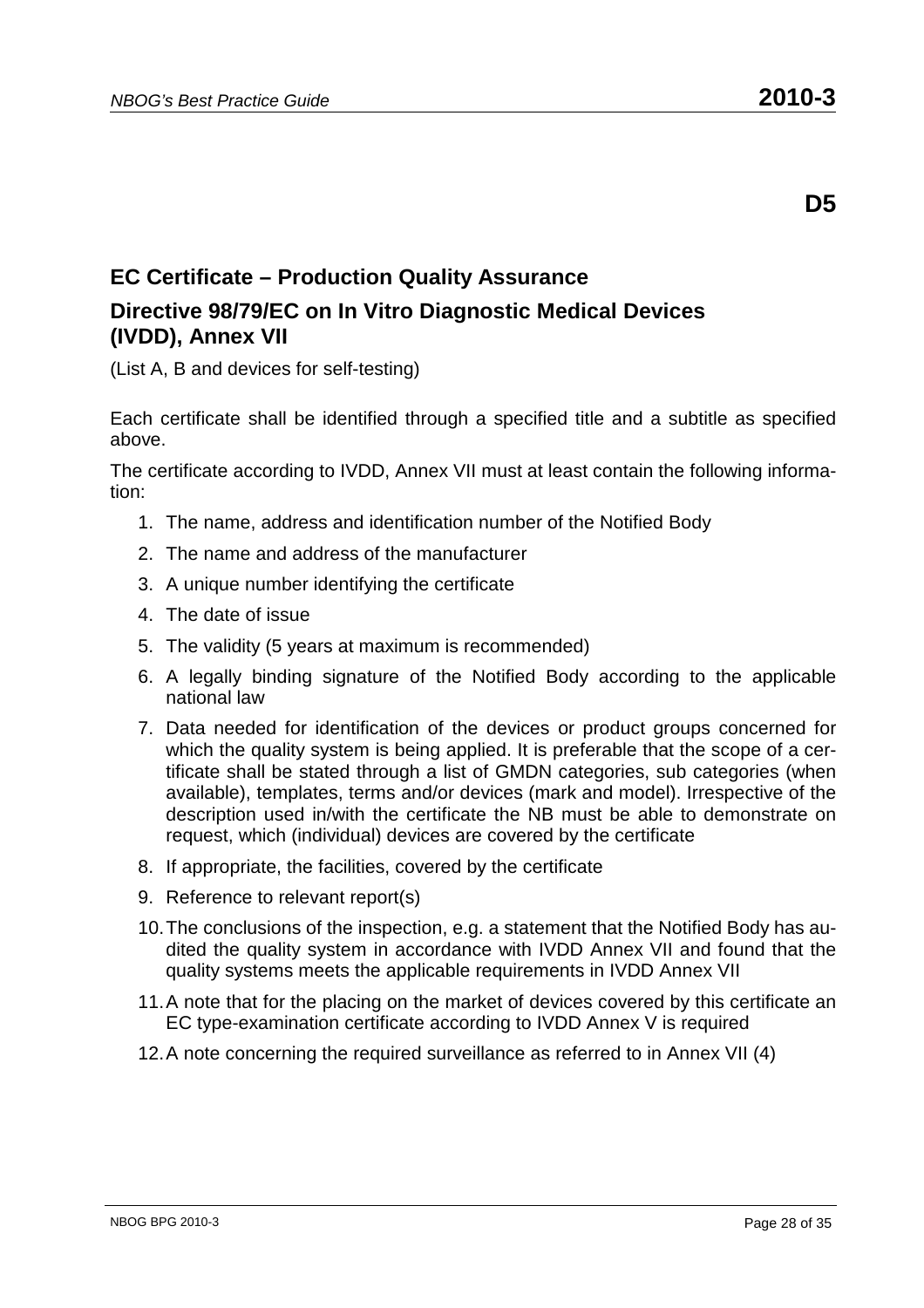**D5**

## EC Certificate – Production Quality Assurance

## Directive 98/79/EC on In Vitro Diagnostic Medical Devices (IVDD), Annex VII

(List A, B and devices for self-testing)

Each certificate shall be identified through a specified title and a subtitle as specified above.

The certificate according to IVDD, Annex VII must at least contain the following information:

1. The name, address and identification number of the Notified Body
2. The name and address of the manufacturer
3. A unique number identifying the certificate
4. The date of issue
5. The validity (5 years at maximum is recommended)
6. A legally binding signature of the Notified Body according to the applicable national law
7. Data needed for identification of the devices or product groups concerned for which the quality system is being applied. It is preferable that the scope of a certificate shall be stated through a list of GMDN categories, sub categories (when available), templates, terms and/or devices (mark and model). Irrespective of the description used in/with the certificate the NB must be able to demonstrate on request, which (individual) devices are covered by the certificate
8. If appropriate, the facilities, covered by the certificate
9. Reference to relevant report(s)
10. The conclusions of the inspection, e.g. a statement that the Notified Body has audited the quality system in accordance with IVDD Annex VII and found that the quality systems meets the applicable requirements in IVDD Annex VII
11. A note that for the placing on the market of devices covered by this certificate an EC type-examination certificate according to IVDD Annex V is required
12. A note concerning the required surveillance as referred to in Annex VII (4)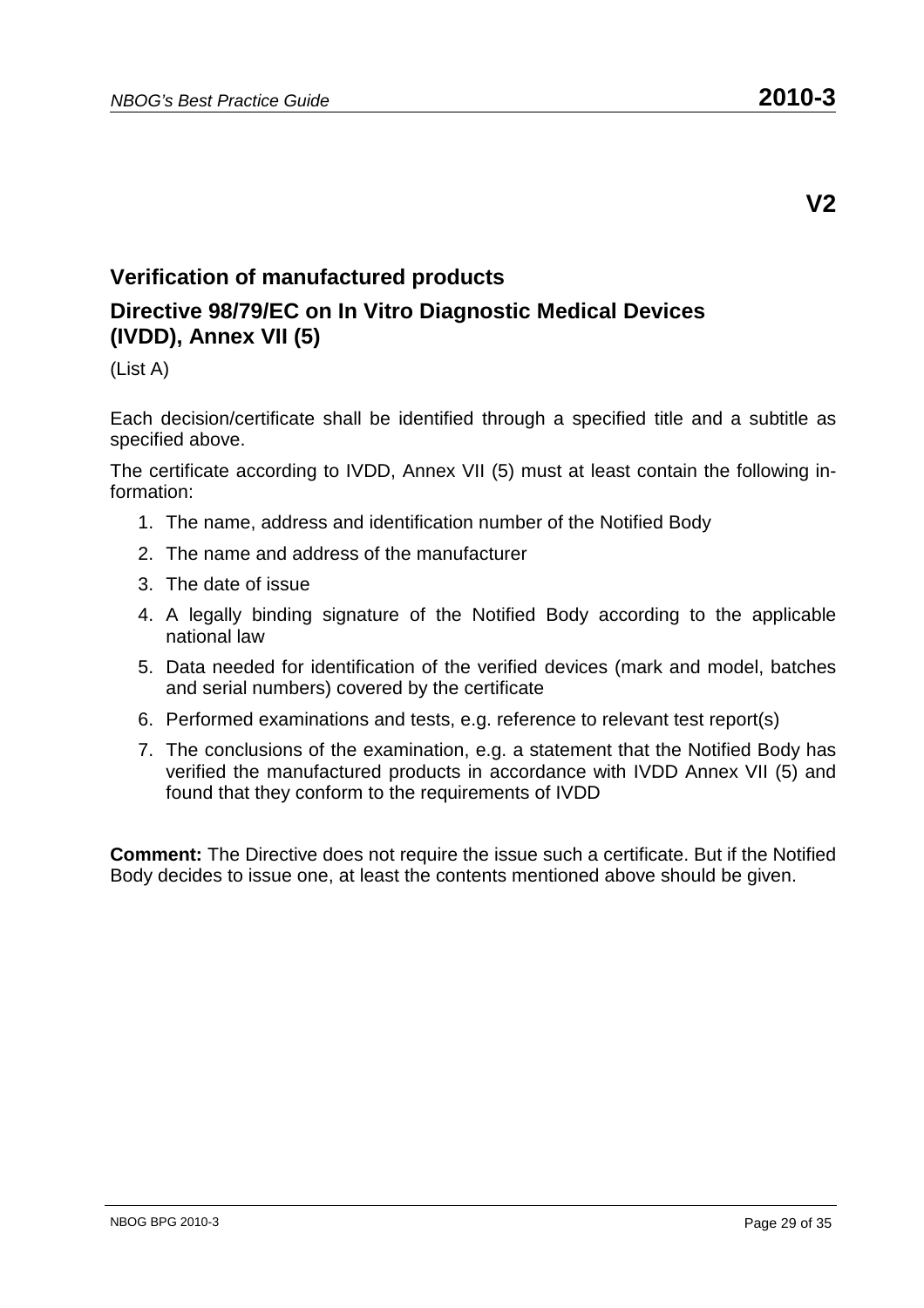**V2**

## Verification of manufactured products

## Directive 98/79/EC on In Vitro Diagnostic Medical Devices (IVDD), Annex VII (5)

(List A)

Each decision/certificate shall be identified through a specified title and a subtitle as specified above.

The certificate according to IVDD, Annex VII (5) must at least contain the following information:

1. The name, address and identification number of the Notified Body
2. The name and address of the manufacturer
3. The date of issue
4. A legally binding signature of the Notified Body according to the applicable national law
5. Data needed for identification of the verified devices (mark and model, batches and serial numbers) covered by the certificate
6. Performed examinations and tests, e.g. reference to relevant test report(s)
7. The conclusions of the examination, e.g. a statement that the Notified Body has verified the manufactured products in accordance with IVDD Annex VII (5) and found that they conform to the requirements of IVDD

**Comment:** The Directive does not require the issue such a certificate. But if the Notified Body decides to issue one, at least the contents mentioned above should be given.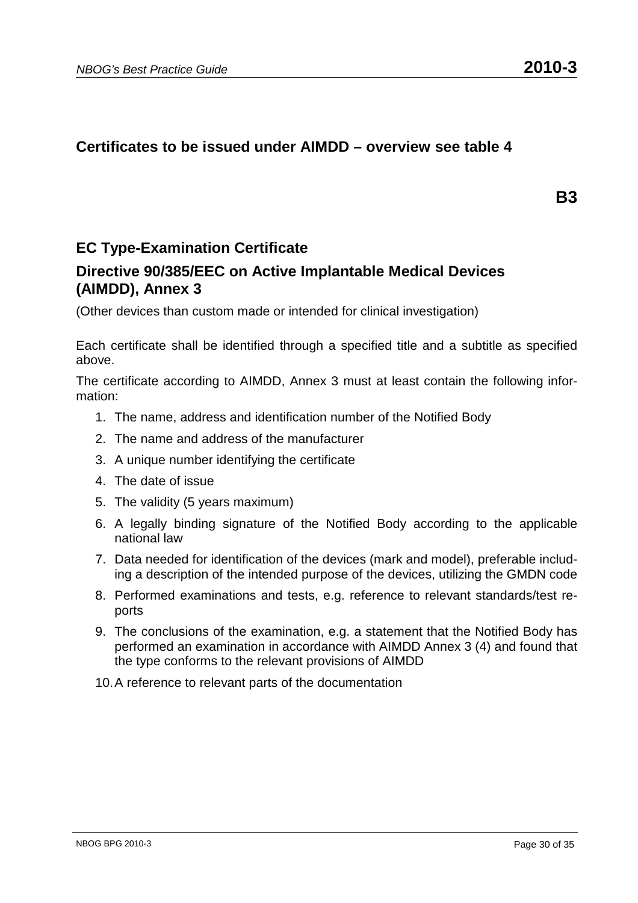## Certificates to be issued under AIMDD – overview see table 4

**B3**

## EC Type-Examination Certificate

### Directive 90/385/EEC on Active Implantable Medical Devices (AIMDD), Annex 3

(Other devices than custom made or intended for clinical investigation)

Each certificate shall be identified through a specified title and a subtitle as specified above.

The certificate according to AIMDD, Annex 3 must at least contain the following information:

1. The name, address and identification number of the Notified Body
2. The name and address of the manufacturer
3. A unique number identifying the certificate
4. The date of issue
5. The validity (5 years maximum)
6. A legally binding signature of the Notified Body according to the applicable national law
7. Data needed for identification of the devices (mark and model), preferable including a description of the intended purpose of the devices, utilizing the GMDN code
8. Performed examinations and tests, e.g. reference to relevant standards/test reports
9. The conclusions of the examination, e.g. a statement that the Notified Body has performed an examination in accordance with AIMDD Annex 3 (4) and found that the type conforms to the relevant provisions of AIMDD
10. A reference to relevant parts of the documentation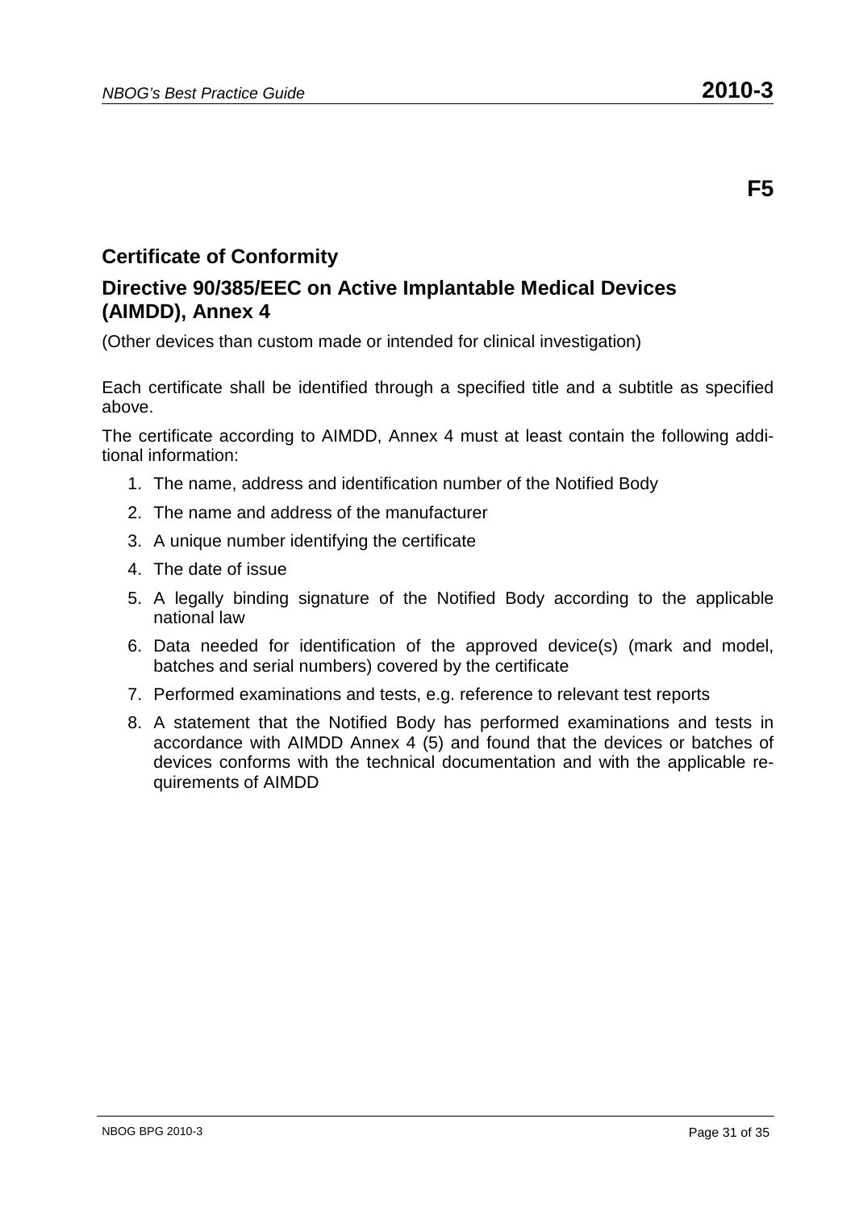**F5**

## Certificate of Conformity

## Directive 90/385/EEC on Active Implantable Medical Devices (AIMDD), Annex 4

(Other devices than custom made or intended for clinical investigation)

Each certificate shall be identified through a specified title and a subtitle as specified above.

The certificate according to AIMDD, Annex 4 must at least contain the following additional information:

1. The name, address and identification number of the Notified Body
2. The name and address of the manufacturer
3. A unique number identifying the certificate
4. The date of issue
5. A legally binding signature of the Notified Body according to the applicable national law
6. Data needed for identification of the approved device(s) (mark and model, batches and serial numbers) covered by the certificate
7. Performed examinations and tests, e.g. reference to relevant test reports
8. A statement that the Notified Body has performed examinations and tests in accordance with AIMDD Annex 4 (5) and found that the devices or batches of devices conforms with the technical documentation and with the applicable requirements of AIMDD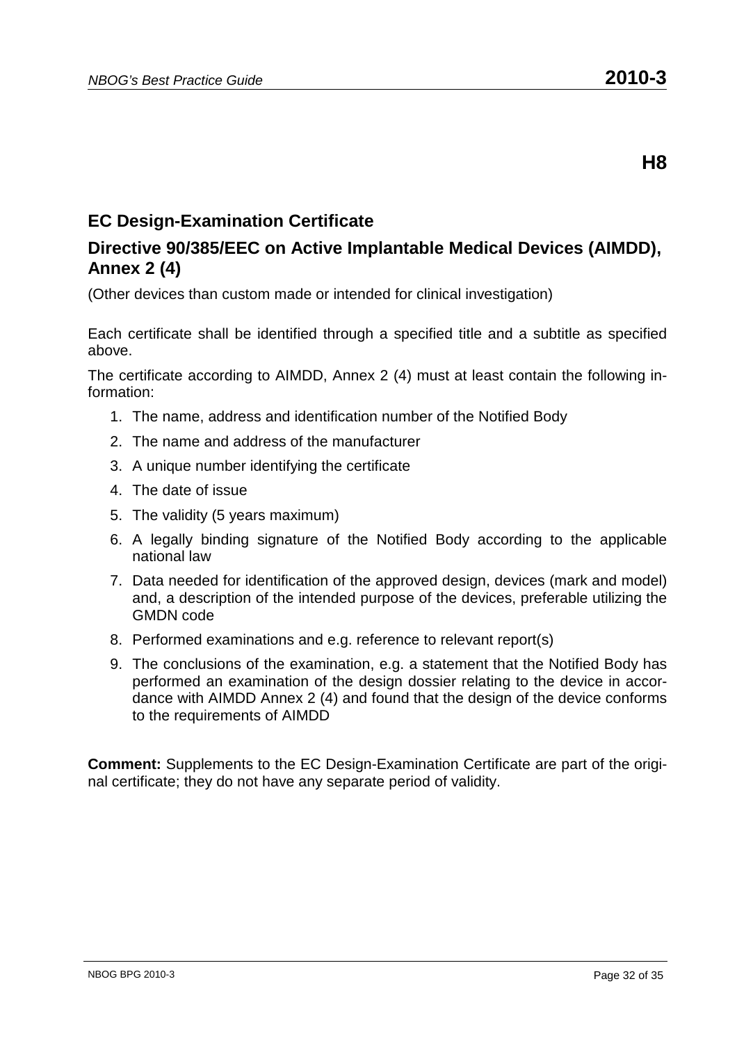**H8**

## EC Design-Examination Certificate

## Directive 90/385/EEC on Active Implantable Medical Devices (AIMDD), Annex 2 (4)

(Other devices than custom made or intended for clinical investigation)

Each certificate shall be identified through a specified title and a subtitle as specified above.

The certificate according to AIMDD, Annex 2 (4) must at least contain the following information:

1. The name, address and identification number of the Notified Body
2. The name and address of the manufacturer
3. A unique number identifying the certificate
4. The date of issue
5. The validity (5 years maximum)
6. A legally binding signature of the Notified Body according to the applicable national law
7. Data needed for identification of the approved design, devices (mark and model) and, a description of the intended purpose of the devices, preferable utilizing the GMDN code
8. Performed examinations and e.g. reference to relevant report(s)
9. The conclusions of the examination, e.g. a statement that the Notified Body has performed an examination of the design dossier relating to the device in accordance with AIMDD Annex 2 (4) and found that the design of the device conforms to the requirements of AIMDD

**Comment:** Supplements to the EC Design-Examination Certificate are part of the original certificate; they do not have any separate period of validity.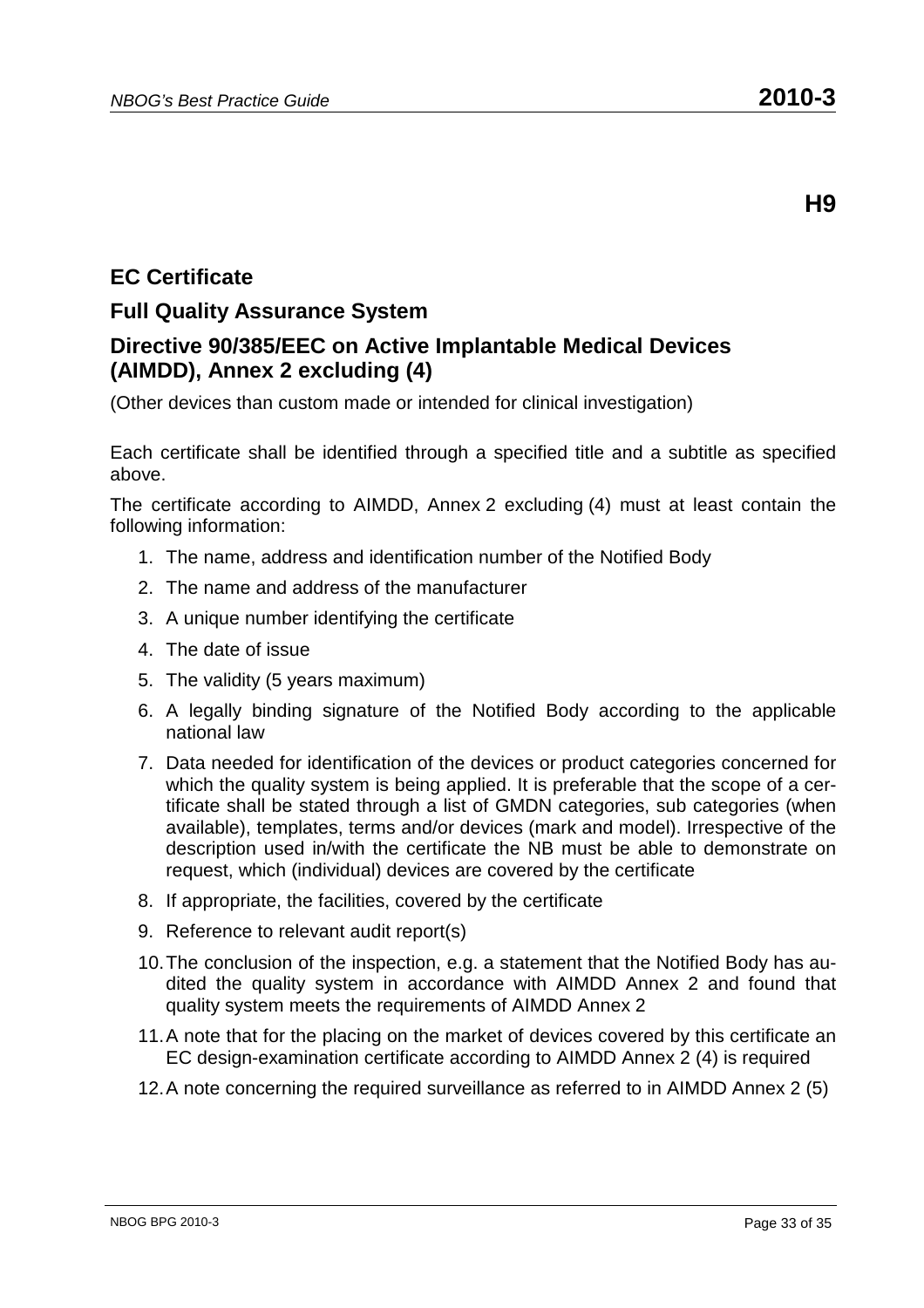# H9

## EC Certificate

## Full Quality Assurance System

## Directive 90/385/EEC on Active Implantable Medical Devices (AIMDD), Annex 2 excluding (4)

(Other devices than custom made or intended for clinical investigation)

Each certificate shall be identified through a specified title and a subtitle as specified above.

The certificate according to AIMDD, Annex 2 excluding (4) must at least contain the following information:

1. The name, address and identification number of the Notified Body
2. The name and address of the manufacturer
3. A unique number identifying the certificate
4. The date of issue
5. The validity (5 years maximum)
6. A legally binding signature of the Notified Body according to the applicable national law
7. Data needed for identification of the devices or product categories concerned for which the quality system is being applied. It is preferable that the scope of a certificate shall be stated through a list of GMDN categories, sub categories (when available), templates, terms and/or devices (mark and model). Irrespective of the description used in/with the certificate the NB must be able to demonstrate on request, which (individual) devices are covered by the certificate
8. If appropriate, the facilities, covered by the certificate
9. Reference to relevant audit report(s)
10. The conclusion of the inspection, e.g. a statement that the Notified Body has audited the quality system in accordance with AIMDD Annex 2 and found that quality system meets the requirements of AIMDD Annex 2
11. A note that for the placing on the market of devices covered by this certificate an EC design-examination certificate according to AIMDD Annex 2 (4) is required
12. A note concerning the required surveillance as referred to in AIMDD Annex 2 (5)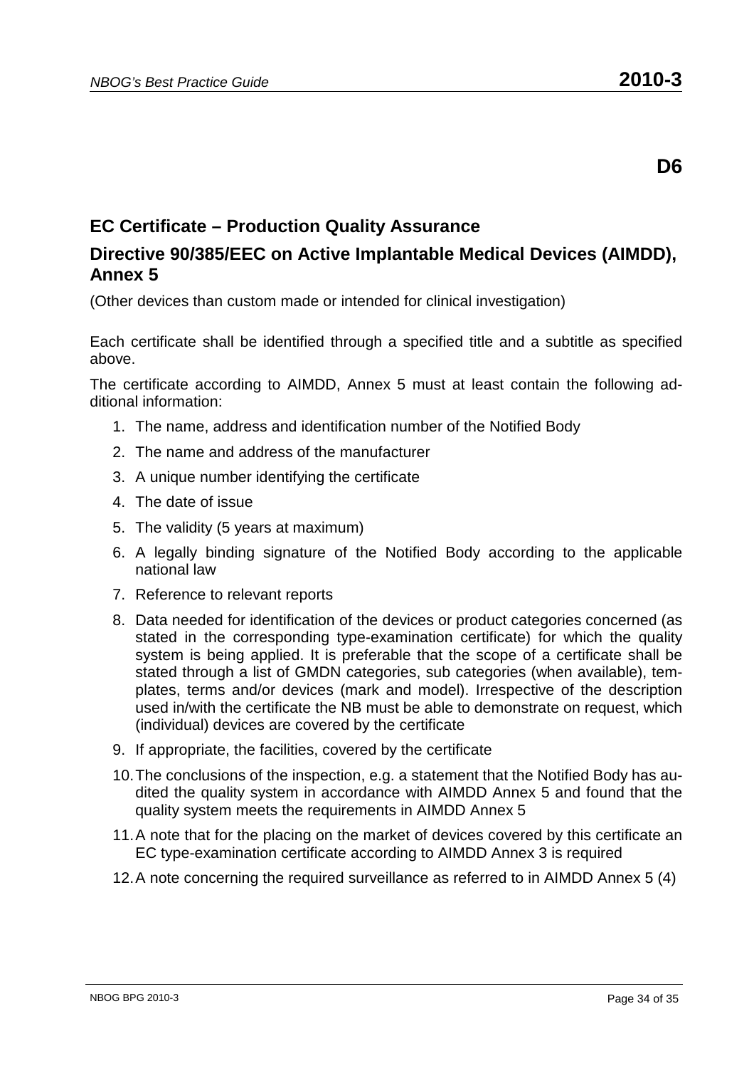## D6

## EC Certificate – Production Quality Assurance

## Directive 90/385/EEC on Active Implantable Medical Devices (AIMDD), Annex 5

(Other devices than custom made or intended for clinical investigation)

Each certificate shall be identified through a specified title and a subtitle as specified above.

The certificate according to AIMDD, Annex 5 must at least contain the following additional information:

1. The name, address and identification number of the Notified Body
2. The name and address of the manufacturer
3. A unique number identifying the certificate
4. The date of issue
5. The validity (5 years at maximum)
6. A legally binding signature of the Notified Body according to the applicable national law
7. Reference to relevant reports
8. Data needed for identification of the devices or product categories concerned (as stated in the corresponding type-examination certificate) for which the quality system is being applied. It is preferable that the scope of a certificate shall be stated through a list of GMDN categories, sub categories (when available), templates, terms and/or devices (mark and model). Irrespective of the description used in/with the certificate the NB must be able to demonstrate on request, which (individual) devices are covered by the certificate
9. If appropriate, the facilities, covered by the certificate
10. The conclusions of the inspection, e.g. a statement that the Notified Body has audited the quality system in accordance with AIMDD Annex 5 and found that the quality system meets the requirements in AIMDD Annex 5
11. A note that for the placing on the market of devices covered by this certificate an EC type-examination certificate according to AIMDD Annex 3 is required
12. A note concerning the required surveillance as referred to in AIMDD Annex 5 (4)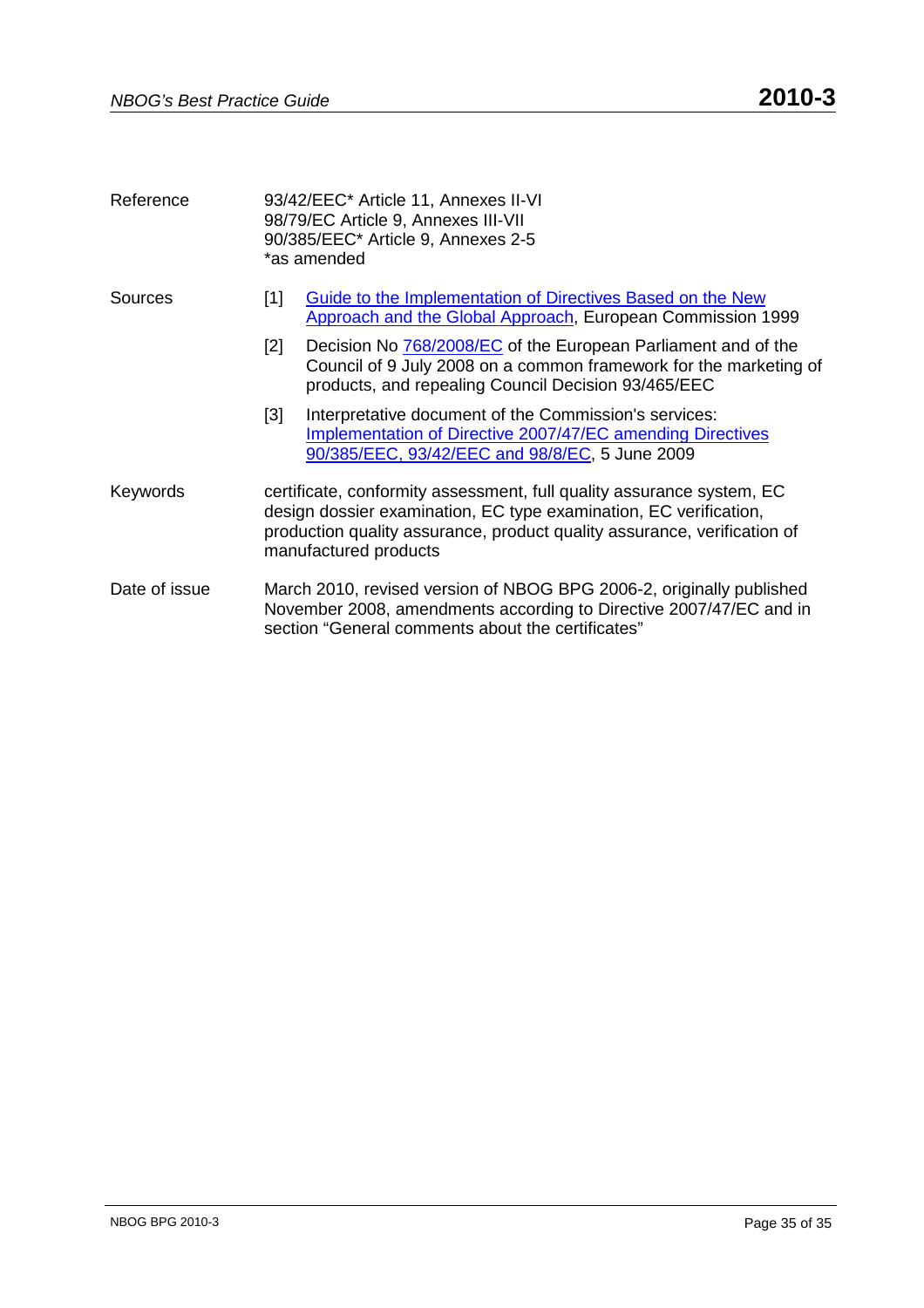| | |
|---|---|
| Reference | 93/42/EEC* Article 11, Annexes II-VI<br>98/79/EC Article 9, Annexes III-VII<br>90/385/EEC* Article 9, Annexes 2-5<br>*as amended |
| Sources | [1] Guide to the Implementation of Directives Based on the New Approach and the Global Approach, European Commission 1999<br>[2] Decision No 768/2008/EC of the European Parliament and of the Council of 9 July 2008 on a common framework for the marketing of products, and repealing Council Decision 93/465/EEC<br>[3] Interpretative document of the Commission's services: Implementation of Directive 2007/47/EC amending Directives 90/385/EEC, 93/42/EEC and 98/8/EC, 5 June 2009 |
| Keywords | certificate, conformity assessment, full quality assurance system, EC design dossier examination, EC type examination, EC verification, production quality assurance, product quality assurance, verification of manufactured products |
| Date of issue | March 2010, revised version of NBOG BPG 2006-2, originally published November 2008, amendments according to Directive 2007/47/EC and in section "General comments about the certificates" |